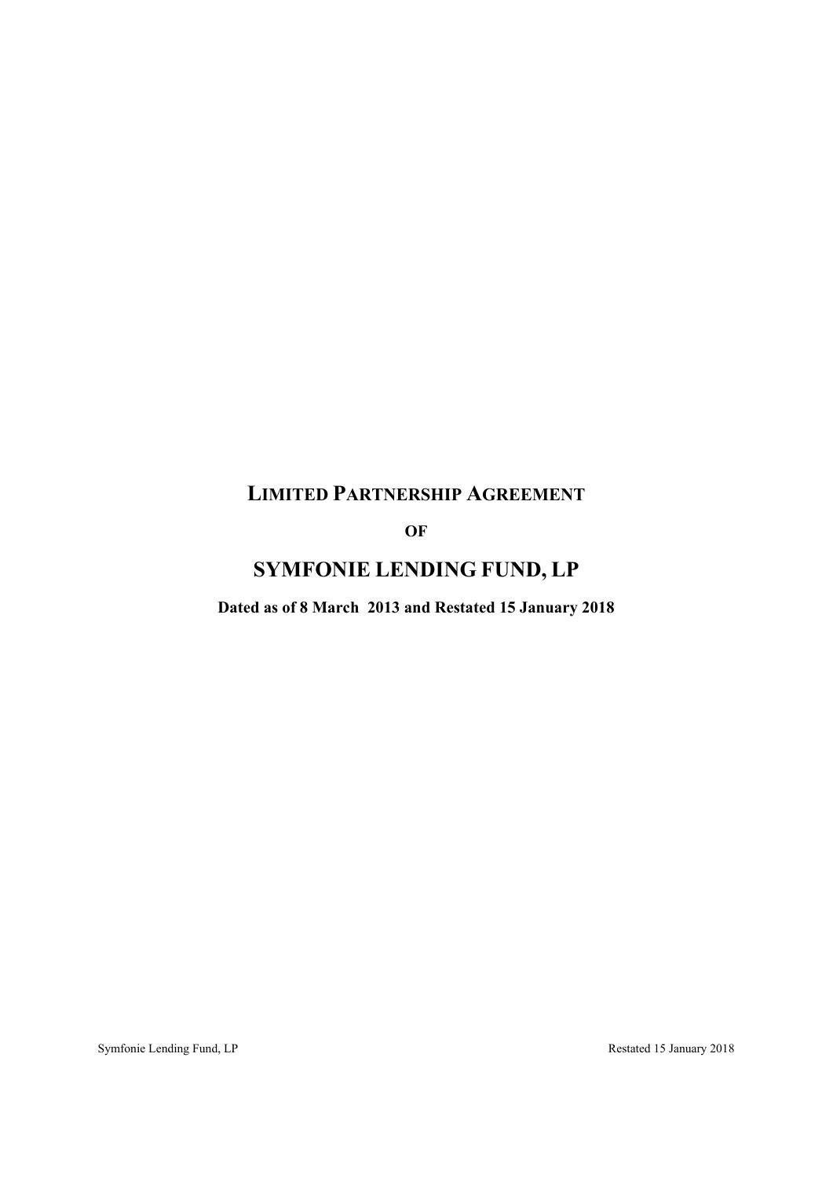# LIMITED PARTNERSHIP AGREEMENT

**OF**

# SYMFONIE LENDING FUND, LP

**Dated as of 8 March 2013 and Restated 15 January 2018**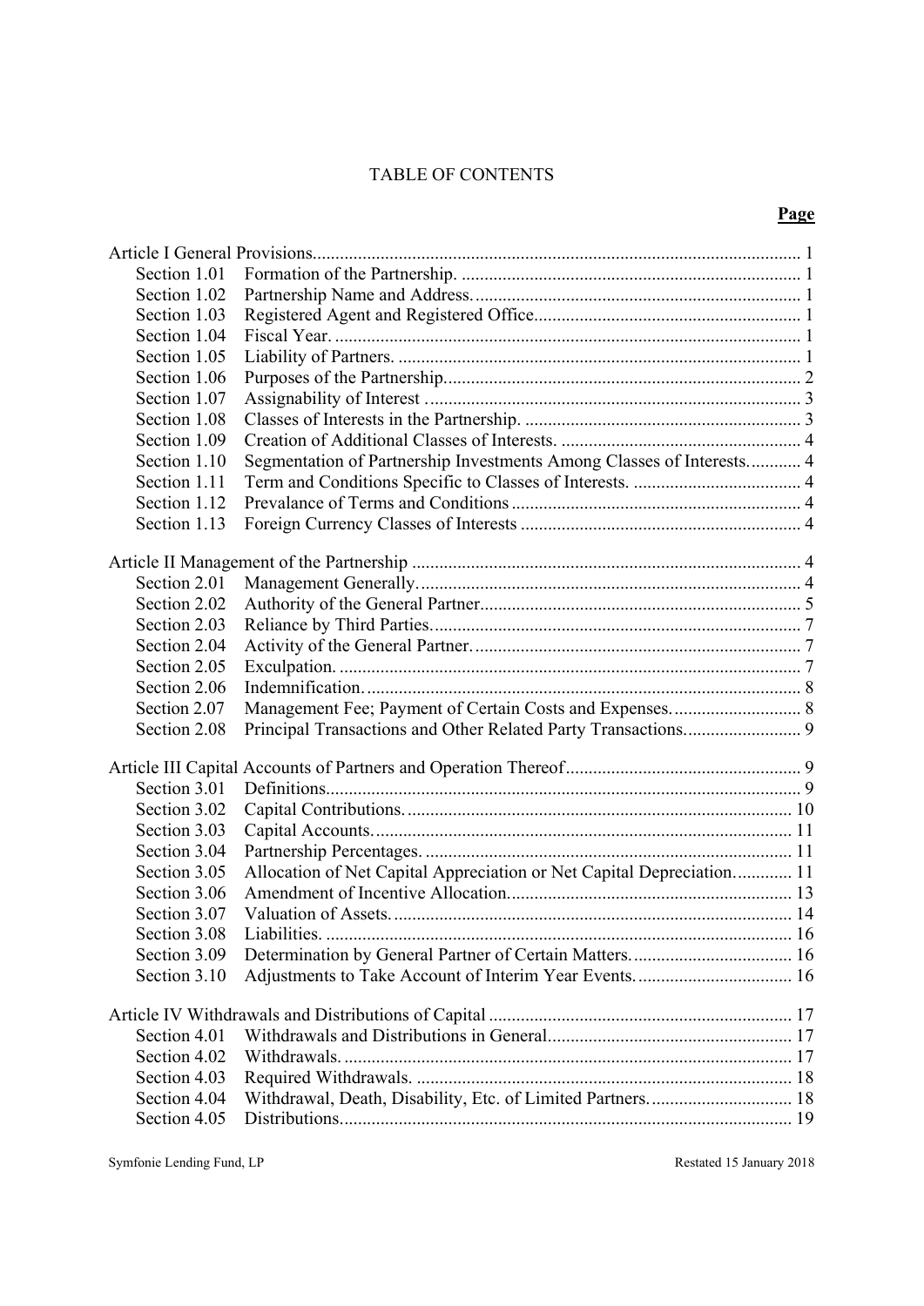# TABLE OF CONTENTS

| | | Page |
|---|---|---|
| Article I General Provisions | | 1 |
| Section 1.01 | Formation of the Partnership. | 1 |
| Section 1.02 | Partnership Name and Address. | 1 |
| Section 1.03 | Registered Agent and Registered Office | 1 |
| Section 1.04 | Fiscal Year. | 1 |
| Section 1.05 | Liability of Partners. | 1 |
| Section 1.06 | Purposes of the Partnership. | 2 |
| Section 1.07 | Assignability of Interest | 3 |
| Section 1.08 | Classes of Interests in the Partnership. | 3 |
| Section 1.09 | Creation of Additional Classes of Interests. | 4 |
| Section 1.10 | Segmentation of Partnership Investments Among Classes of Interests. | 4 |
| Section 1.11 | Term and Conditions Specific to Classes of Interests. | 4 |
| Section 1.12 | Prevalance of Terms and Conditions | 4 |
| Section 1.13 | Foreign Currency Classes of Interests | 4 |
| Article II Management of the Partnership | | 4 |
| Section 2.01 | Management Generally. | 4 |
| Section 2.02 | Authority of the General Partner. | 5 |
| Section 2.03 | Reliance by Third Parties. | 7 |
| Section 2.04 | Activity of the General Partner. | 7 |
| Section 2.05 | Exculpation. | 7 |
| Section 2.06 | Indemnification. | 8 |
| Section 2.07 | Management Fee; Payment of Certain Costs and Expenses. | 8 |
| Section 2.08 | Principal Transactions and Other Related Party Transactions. | 9 |
| Article III Capital Accounts of Partners and Operation Thereof | | 9 |
| Section 3.01 | Definitions. | 9 |
| Section 3.02 | Capital Contributions. | 10 |
| Section 3.03 | Capital Accounts. | 11 |
| Section 3.04 | Partnership Percentages. | 11 |
| Section 3.05 | Allocation of Net Capital Appreciation or Net Capital Depreciation. | 11 |
| Section 3.06 | Amendment of Incentive Allocation. | 13 |
| Section 3.07 | Valuation of Assets. | 14 |
| Section 3.08 | Liabilities. | 16 |
| Section 3.09 | Determination by General Partner of Certain Matters. | 16 |
| Section 3.10 | Adjustments to Take Account of Interim Year Events. | 16 |
| Article IV Withdrawals and Distributions of Capital | | 17 |
| Section 4.01 | Withdrawals and Distributions in General. | 17 |
| Section 4.02 | Withdrawals. | 17 |
| Section 4.03 | Required Withdrawals. | 18 |
| Section 4.04 | Withdrawal, Death, Disability, Etc. of Limited Partners. | 18 |
| Section 4.05 | Distributions. | 19 |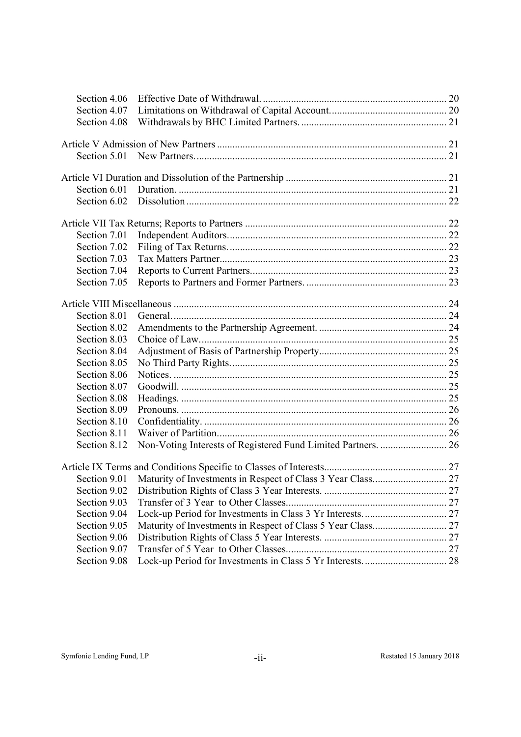| | | |
|---|---|---|
| Section 4.06 | Effective Date of Withdrawal. | 20 |
| Section 4.07 | Limitations on Withdrawal of Capital Account. | 20 |
| Section 4.08 | Withdrawals by BHC Limited Partners. | 21 |
| **Article V Admission of New Partners** | | 21 |
| Section 5.01 | New Partners. | 21 |
| **Article VI Duration and Dissolution of the Partnership** | | 21 |
| Section 6.01 | Duration. | 21 |
| Section 6.02 | Dissolution | 22 |
| **Article VII Tax Returns; Reports to Partners** | | 22 |
| Section 7.01 | Independent Auditors. | 22 |
| Section 7.02 | Filing of Tax Returns. | 22 |
| Section 7.03 | Tax Matters Partner | 23 |
| Section 7.04 | Reports to Current Partners. | 23 |
| Section 7.05 | Reports to Partners and Former Partners. | 23 |
| **Article VIII Miscellaneous** | | 24 |
| Section 8.01 | General. | 24 |
| Section 8.02 | Amendments to the Partnership Agreement. | 24 |
| Section 8.03 | Choice of Law. | 25 |
| Section 8.04 | Adjustment of Basis of Partnership Property | 25 |
| Section 8.05 | No Third Party Rights. | 25 |
| Section 8.06 | Notices. | 25 |
| Section 8.07 | Goodwill. | 25 |
| Section 8.08 | Headings. | 25 |
| Section 8.09 | Pronouns. | 26 |
| Section 8.10 | Confidentiality. | 26 |
| Section 8.11 | Waiver of Partition. | 26 |
| Section 8.12 | Non-Voting Interests of Registered Fund Limited Partners. | 26 |
| **Article IX Terms and Conditions Specific to Classes of Interests** | | 27 |
| Section 9.01 | Maturity of Investments in Respect of Class 3 Year Class. | 27 |
| Section 9.02 | Distribution Rights of Class 3 Year Interests. | 27 |
| Section 9.03 | Transfer of 3 Year to Other Classes. | 27 |
| Section 9.04 | Lock-up Period for Investments in Class 3 Yr Interests. | 27 |
| Section 9.05 | Maturity of Investments in Respect of Class 5 Year Class. | 27 |
| Section 9.06 | Distribution Rights of Class 5 Year Interests. | 27 |
| Section 9.07 | Transfer of 5 Year to Other Classes. | 27 |
| Section 9.08 | Lock-up Period for Investments in Class 5 Yr Interests. | 28 |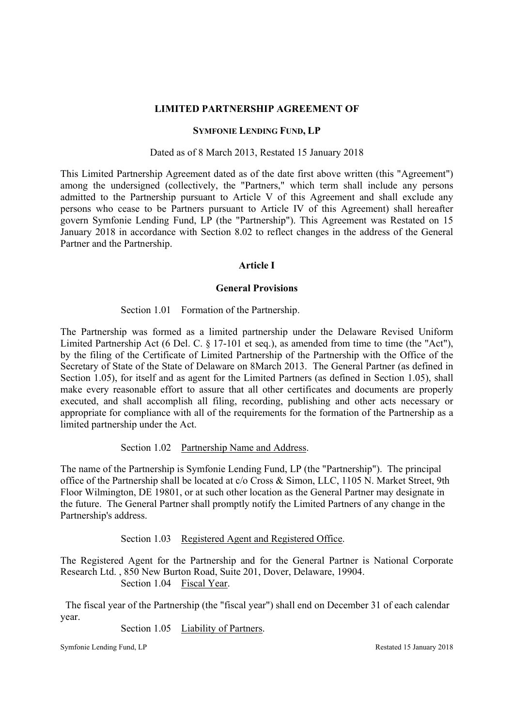**LIMITED PARTNERSHIP AGREEMENT OF**

**SYMFONIE LENDING FUND, LP**

Dated as of 8 March 2013, Restated 15 January 2018

This Limited Partnership Agreement dated as of the date first above written (this "Agreement") among the undersigned (collectively, the "Partners," which term shall include any persons admitted to the Partnership pursuant to Article V of this Agreement and shall exclude any persons who cease to be Partners pursuant to Article IV of this Agreement) shall hereafter govern Symfonie Lending Fund, LP (the "Partnership"). This Agreement was Restated on 15 January 2018 in accordance with Section 8.02 to reflect changes in the address of the General Partner and the Partnership.

## Article I

## General Provisions

Section 1.01 Formation of the Partnership.

The Partnership was formed as a limited partnership under the Delaware Revised Uniform Limited Partnership Act (6 Del. C. § 17-101 et seq.), as amended from time to time (the "Act"), by the filing of the Certificate of Limited Partnership of the Partnership with the Office of the Secretary of State of the State of Delaware on 8March 2013. The General Partner (as defined in Section 1.05), for itself and as agent for the Limited Partners (as defined in Section 1.05), shall make every reasonable effort to assure that all other certificates and documents are properly executed, and shall accomplish all filing, recording, publishing and other acts necessary or appropriate for compliance with all of the requirements for the formation of the Partnership as a limited partnership under the Act.

Section 1.02 Partnership Name and Address.

The name of the Partnership is Symfonie Lending Fund, LP (the "Partnership"). The principal office of the Partnership shall be located at c/o Cross & Simon, LLC, 1105 N. Market Street, 9th Floor Wilmington, DE 19801, or at such other location as the General Partner may designate in the future. The General Partner shall promptly notify the Limited Partners of any change in the Partnership's address.

Section 1.03 Registered Agent and Registered Office.

The Registered Agent for the Partnership and for the General Partner is National Corporate Research Ltd. , 850 New Burton Road, Suite 201, Dover, Delaware, 19904.

Section 1.04 Fiscal Year.

The fiscal year of the Partnership (the "fiscal year") shall end on December 31 of each calendar year.

Section 1.05 Liability of Partners.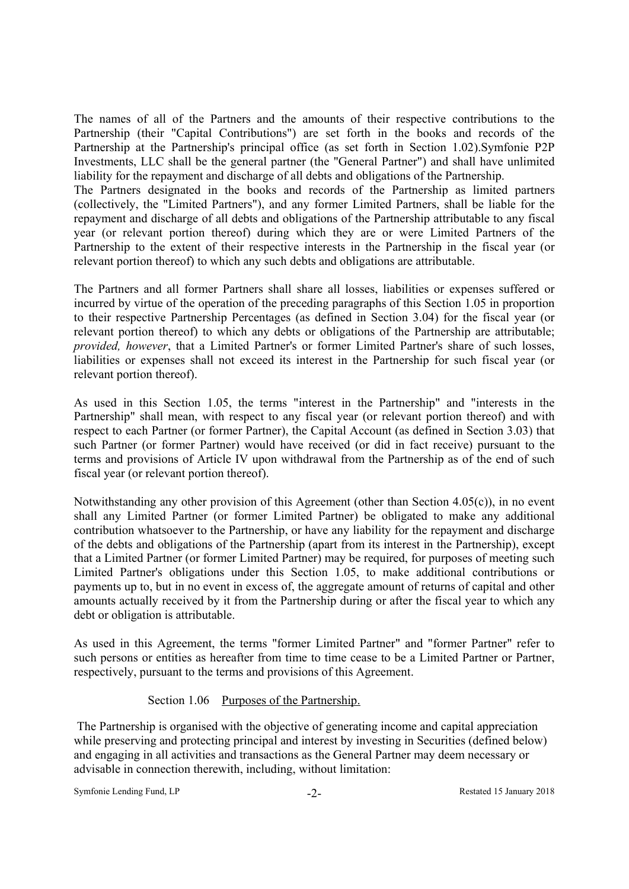The names of all of the Partners and the amounts of their respective contributions to the Partnership (their "Capital Contributions") are set forth in the books and records of the Partnership at the Partnership's principal office (as set forth in Section 1.02).Symfonie P2P Investments, LLC shall be the general partner (the "General Partner") and shall have unlimited liability for the repayment and discharge of all debts and obligations of the Partnership.

The Partners designated in the books and records of the Partnership as limited partners (collectively, the "Limited Partners"), and any former Limited Partners, shall be liable for the repayment and discharge of all debts and obligations of the Partnership attributable to any fiscal year (or relevant portion thereof) during which they are or were Limited Partners of the Partnership to the extent of their respective interests in the Partnership in the fiscal year (or relevant portion thereof) to which any such debts and obligations are attributable.

The Partners and all former Partners shall share all losses, liabilities or expenses suffered or incurred by virtue of the operation of the preceding paragraphs of this Section 1.05 in proportion to their respective Partnership Percentages (as defined in Section 3.04) for the fiscal year (or relevant portion thereof) to which any debts or obligations of the Partnership are attributable; *provided, however*, that a Limited Partner's or former Limited Partner's share of such losses, liabilities or expenses shall not exceed its interest in the Partnership for such fiscal year (or relevant portion thereof).

As used in this Section 1.05, the terms "interest in the Partnership" and "interests in the Partnership" shall mean, with respect to any fiscal year (or relevant portion thereof) and with respect to each Partner (or former Partner), the Capital Account (as defined in Section 3.03) that such Partner (or former Partner) would have received (or did in fact receive) pursuant to the terms and provisions of Article IV upon withdrawal from the Partnership as of the end of such fiscal year (or relevant portion thereof).

Notwithstanding any other provision of this Agreement (other than Section 4.05(c)), in no event shall any Limited Partner (or former Limited Partner) be obligated to make any additional contribution whatsoever to the Partnership, or have any liability for the repayment and discharge of the debts and obligations of the Partnership (apart from its interest in the Partnership), except that a Limited Partner (or former Limited Partner) may be required, for purposes of meeting such Limited Partner's obligations under this Section 1.05, to make additional contributions or payments up to, but in no event in excess of, the aggregate amount of returns of capital and other amounts actually received by it from the Partnership during or after the fiscal year to which any debt or obligation is attributable.

As used in this Agreement, the terms "former Limited Partner" and "former Partner" refer to such persons or entities as hereafter from time to time cease to be a Limited Partner or Partner, respectively, pursuant to the terms and provisions of this Agreement.

### Section 1.06 Purposes of the Partnership.

The Partnership is organised with the objective of generating income and capital appreciation while preserving and protecting principal and interest by investing in Securities (defined below) and engaging in all activities and transactions as the General Partner may deem necessary or advisable in connection therewith, including, without limitation: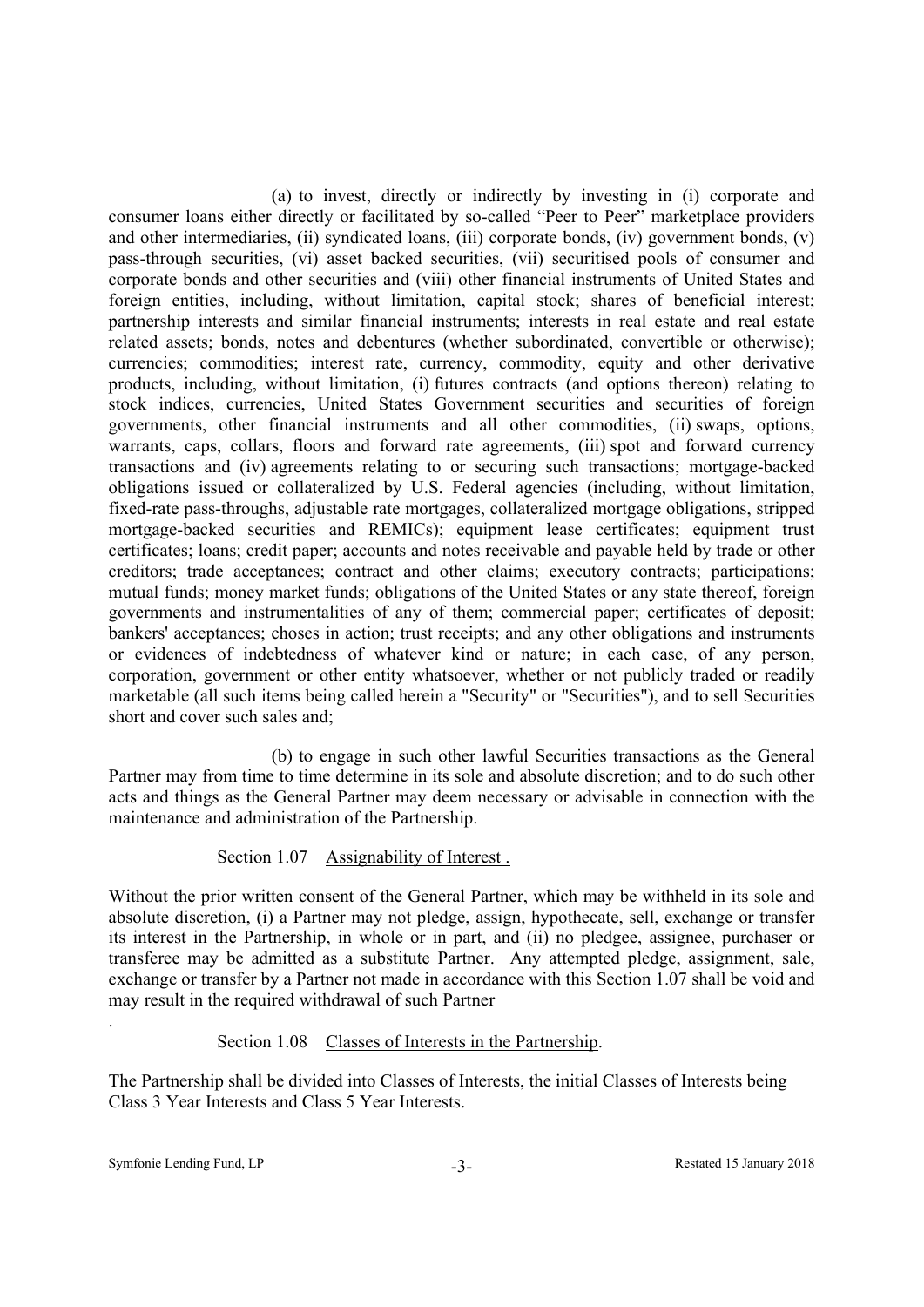(a) to invest, directly or indirectly by investing in (i) corporate and consumer loans either directly or facilitated by so-called "Peer to Peer" marketplace providers and other intermediaries, (ii) syndicated loans, (iii) corporate bonds, (iv) government bonds, (v) pass-through securities, (vi) asset backed securities, (vii) securitised pools of consumer and corporate bonds and other securities and (viii) other financial instruments of United States and foreign entities, including, without limitation, capital stock; shares of beneficial interest; partnership interests and similar financial instruments; interests in real estate and real estate related assets; bonds, notes and debentures (whether subordinated, convertible or otherwise); currencies; commodities; interest rate, currency, commodity, equity and other derivative products, including, without limitation, (i) futures contracts (and options thereon) relating to stock indices, currencies, United States Government securities and securities of foreign governments, other financial instruments and all other commodities, (ii) swaps, options, warrants, caps, collars, floors and forward rate agreements, (iii) spot and forward currency transactions and (iv) agreements relating to or securing such transactions; mortgage-backed obligations issued or collateralized by U.S. Federal agencies (including, without limitation, fixed-rate pass-throughs, adjustable rate mortgages, collateralized mortgage obligations, stripped mortgage-backed securities and REMICs); equipment lease certificates; equipment trust certificates; loans; credit paper; accounts and notes receivable and payable held by trade or other creditors; trade acceptances; contract and other claims; executory contracts; participations; mutual funds; money market funds; obligations of the United States or any state thereof, foreign governments and instrumentalities of any of them; commercial paper; certificates of deposit; bankers' acceptances; choses in action; trust receipts; and any other obligations and instruments or evidences of indebtedness of whatever kind or nature; in each case, of any person, corporation, government or other entity whatsoever, whether or not publicly traded or readily marketable (all such items being called herein a "Security" or "Securities"), and to sell Securities short and cover such sales and;

(b) to engage in such other lawful Securities transactions as the General Partner may from time to time determine in its sole and absolute discretion; and to do such other acts and things as the General Partner may deem necessary or advisable in connection with the maintenance and administration of the Partnership.

Section 1.07 Assignability of Interest .

Without the prior written consent of the General Partner, which may be withheld in its sole and absolute discretion, (i) a Partner may not pledge, assign, hypothecate, sell, exchange or transfer its interest in the Partnership, in whole or in part, and (ii) no pledgee, assignee, purchaser or transferee may be admitted as a substitute Partner. Any attempted pledge, assignment, sale, exchange or transfer by a Partner not made in accordance with this Section 1.07 shall be void and may result in the required withdrawal of such Partner

.

Section 1.08 Classes of Interests in the Partnership.

The Partnership shall be divided into Classes of Interests, the initial Classes of Interests being Class 3 Year Interests and Class 5 Year Interests.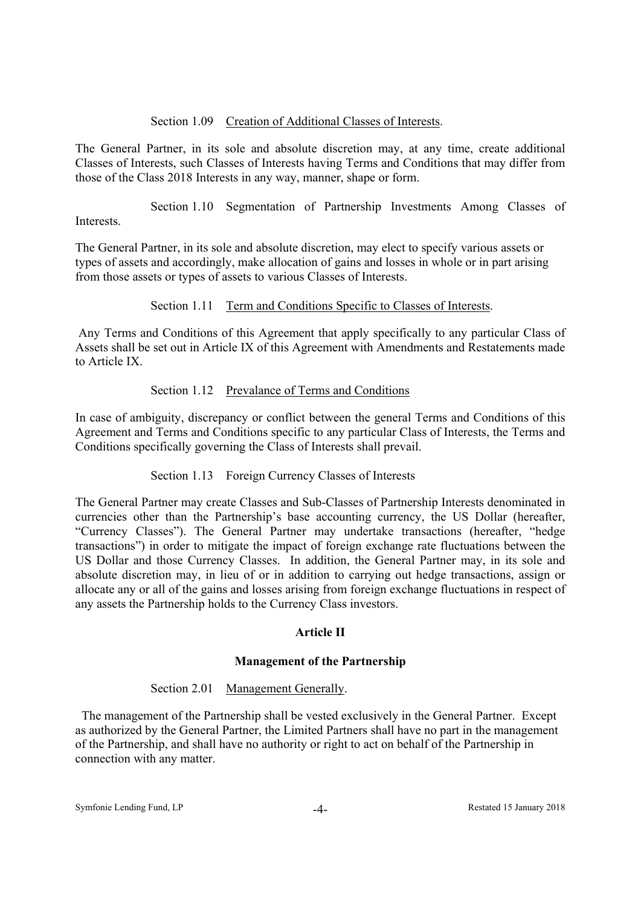Section 1.09 Creation of Additional Classes of Interests.

The General Partner, in its sole and absolute discretion may, at any time, create additional Classes of Interests, such Classes of Interests having Terms and Conditions that may differ from those of the Class 2018 Interests in any way, manner, shape or form.

Section 1.10 Segmentation of Partnership Investments Among Classes of Interests.

The General Partner, in its sole and absolute discretion, may elect to specify various assets or types of assets and accordingly, make allocation of gains and losses in whole or in part arising from those assets or types of assets to various Classes of Interests.

Section 1.11 Term and Conditions Specific to Classes of Interests.

Any Terms and Conditions of this Agreement that apply specifically to any particular Class of Assets shall be set out in Article IX of this Agreement with Amendments and Restatements made to Article IX.

Section 1.12 Prevalance of Terms and Conditions

In case of ambiguity, discrepancy or conflict between the general Terms and Conditions of this Agreement and Terms and Conditions specific to any particular Class of Interests, the Terms and Conditions specifically governing the Class of Interests shall prevail.

Section 1.13 Foreign Currency Classes of Interests

The General Partner may create Classes and Sub-Classes of Partnership Interests denominated in currencies other than the Partnership's base accounting currency, the US Dollar (hereafter, "Currency Classes"). The General Partner may undertake transactions (hereafter, "hedge transactions") in order to mitigate the impact of foreign exchange rate fluctuations between the US Dollar and those Currency Classes. In addition, the General Partner may, in its sole and absolute discretion may, in lieu of or in addition to carrying out hedge transactions, assign or allocate any or all of the gains and losses arising from foreign exchange fluctuations in respect of any assets the Partnership holds to the Currency Class investors.

## Article II

## Management of the Partnership

Section 2.01 Management Generally.

The management of the Partnership shall be vested exclusively in the General Partner. Except as authorized by the General Partner, the Limited Partners shall have no part in the management of the Partnership, and shall have no authority or right to act on behalf of the Partnership in connection with any matter.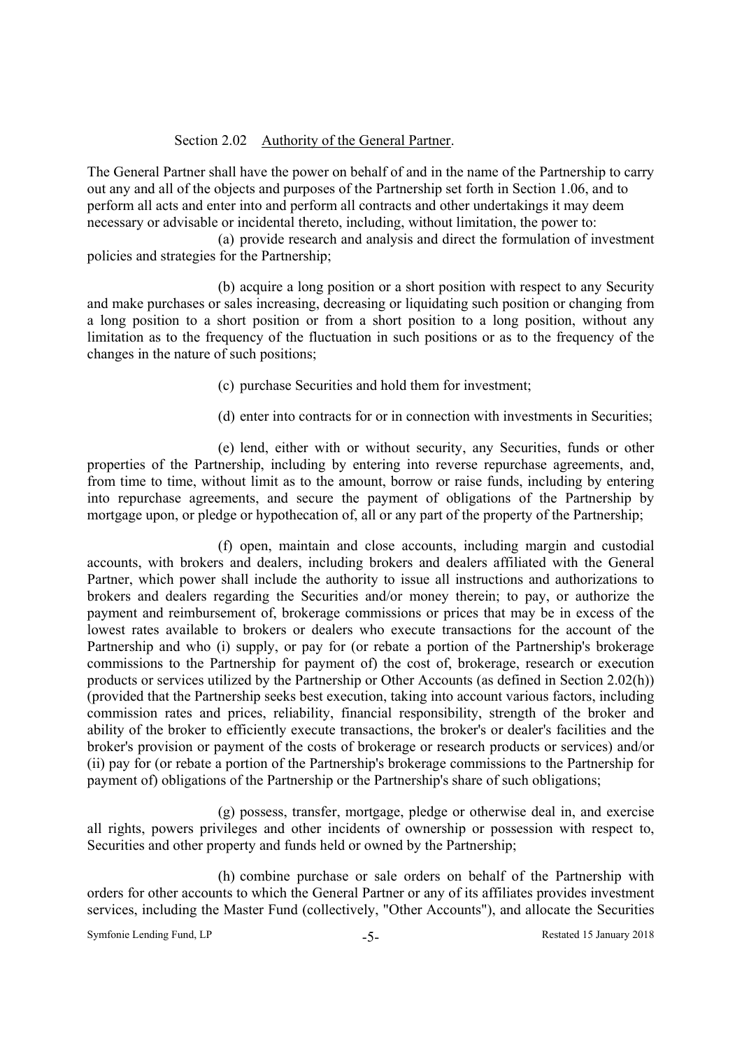Section 2.02 Authority of the General Partner.

The General Partner shall have the power on behalf of and in the name of the Partnership to carry out any and all of the objects and purposes of the Partnership set forth in Section 1.06, and to perform all acts and enter into and perform all contracts and other undertakings it may deem necessary or advisable or incidental thereto, including, without limitation, the power to:

(a) provide research and analysis and direct the formulation of investment policies and strategies for the Partnership;

(b) acquire a long position or a short position with respect to any Security and make purchases or sales increasing, decreasing or liquidating such position or changing from a long position to a short position or from a short position to a long position, without any limitation as to the frequency of the fluctuation in such positions or as to the frequency of the changes in the nature of such positions;

(c) purchase Securities and hold them for investment;

(d) enter into contracts for or in connection with investments in Securities;

(e) lend, either with or without security, any Securities, funds or other properties of the Partnership, including by entering into reverse repurchase agreements, and, from time to time, without limit as to the amount, borrow or raise funds, including by entering into repurchase agreements, and secure the payment of obligations of the Partnership by mortgage upon, or pledge or hypothecation of, all or any part of the property of the Partnership;

(f) open, maintain and close accounts, including margin and custodial accounts, with brokers and dealers, including brokers and dealers affiliated with the General Partner, which power shall include the authority to issue all instructions and authorizations to brokers and dealers regarding the Securities and/or money therein; to pay, or authorize the payment and reimbursement of, brokerage commissions or prices that may be in excess of the lowest rates available to brokers or dealers who execute transactions for the account of the Partnership and who (i) supply, or pay for (or rebate a portion of the Partnership's brokerage commissions to the Partnership for payment of) the cost of, brokerage, research or execution products or services utilized by the Partnership or Other Accounts (as defined in Section 2.02(h)) (provided that the Partnership seeks best execution, taking into account various factors, including commission rates and prices, reliability, financial responsibility, strength of the broker and ability of the broker to efficiently execute transactions, the broker's or dealer's facilities and the broker's provision or payment of the costs of brokerage or research products or services) and/or (ii) pay for (or rebate a portion of the Partnership's brokerage commissions to the Partnership for payment of) obligations of the Partnership or the Partnership's share of such obligations;

(g) possess, transfer, mortgage, pledge or otherwise deal in, and exercise all rights, powers privileges and other incidents of ownership or possession with respect to, Securities and other property and funds held or owned by the Partnership;

(h) combine purchase or sale orders on behalf of the Partnership with orders for other accounts to which the General Partner or any of its affiliates provides investment services, including the Master Fund (collectively, "Other Accounts"), and allocate the Securities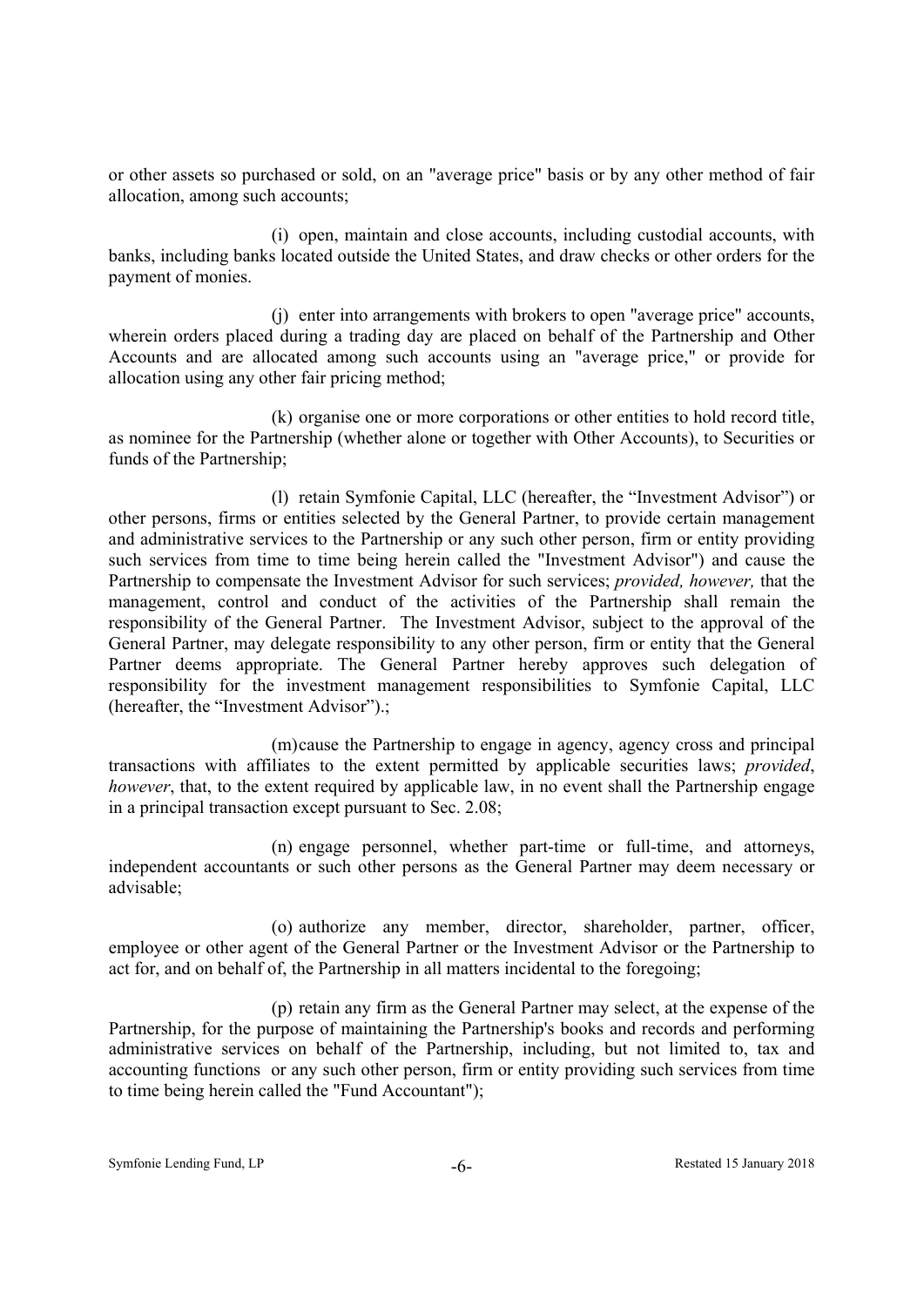or other assets so purchased or sold, on an "average price" basis or by any other method of fair allocation, among such accounts;

(i) open, maintain and close accounts, including custodial accounts, with banks, including banks located outside the United States, and draw checks or other orders for the payment of monies.

(j) enter into arrangements with brokers to open "average price" accounts, wherein orders placed during a trading day are placed on behalf of the Partnership and Other Accounts and are allocated among such accounts using an "average price," or provide for allocation using any other fair pricing method;

(k) organise one or more corporations or other entities to hold record title, as nominee for the Partnership (whether alone or together with Other Accounts), to Securities or funds of the Partnership;

(l) retain Symfonie Capital, LLC (hereafter, the "Investment Advisor") or other persons, firms or entities selected by the General Partner, to provide certain management and administrative services to the Partnership or any such other person, firm or entity providing such services from time to time being herein called the "Investment Advisor") and cause the Partnership to compensate the Investment Advisor for such services; *provided, however,* that the management, control and conduct of the activities of the Partnership shall remain the responsibility of the General Partner. The Investment Advisor, subject to the approval of the General Partner, may delegate responsibility to any other person, firm or entity that the General Partner deems appropriate. The General Partner hereby approves such delegation of responsibility for the investment management responsibilities to Symfonie Capital, LLC (hereafter, the "Investment Advisor").;

(m) cause the Partnership to engage in agency, agency cross and principal transactions with affiliates to the extent permitted by applicable securities laws; *provided*, *however*, that, to the extent required by applicable law, in no event shall the Partnership engage in a principal transaction except pursuant to Sec. 2.08;

(n) engage personnel, whether part-time or full-time, and attorneys, independent accountants or such other persons as the General Partner may deem necessary or advisable;

(o) authorize any member, director, shareholder, partner, officer, employee or other agent of the General Partner or the Investment Advisor or the Partnership to act for, and on behalf of, the Partnership in all matters incidental to the foregoing;

(p) retain any firm as the General Partner may select, at the expense of the Partnership, for the purpose of maintaining the Partnership's books and records and performing administrative services on behalf of the Partnership, including, but not limited to, tax and accounting functions or any such other person, firm or entity providing such services from time to time being herein called the "Fund Accountant");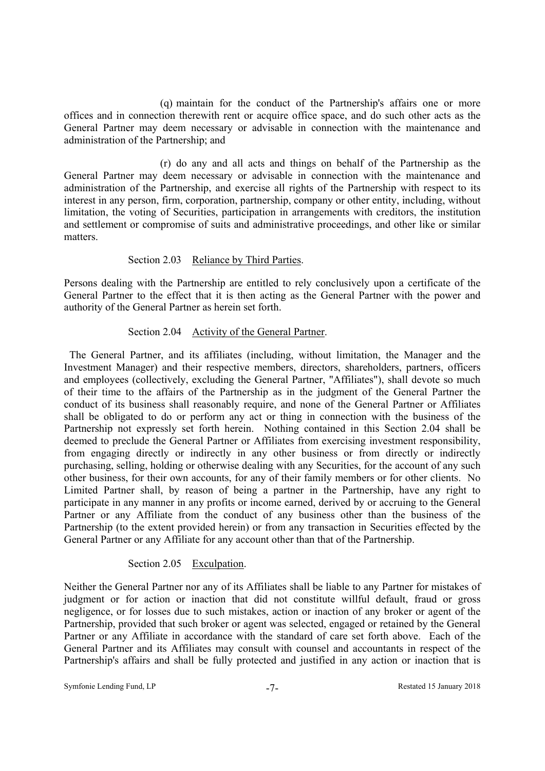(q) maintain for the conduct of the Partnership's affairs one or more offices and in connection therewith rent or acquire office space, and do such other acts as the General Partner may deem necessary or advisable in connection with the maintenance and administration of the Partnership; and

(r) do any and all acts and things on behalf of the Partnership as the General Partner may deem necessary or advisable in connection with the maintenance and administration of the Partnership, and exercise all rights of the Partnership with respect to its interest in any person, firm, corporation, partnership, company or other entity, including, without limitation, the voting of Securities, participation in arrangements with creditors, the institution and settlement or compromise of suits and administrative proceedings, and other like or similar matters.

Section 2.03 Reliance by Third Parties.

Persons dealing with the Partnership are entitled to rely conclusively upon a certificate of the General Partner to the effect that it is then acting as the General Partner with the power and authority of the General Partner as herein set forth.

Section 2.04 Activity of the General Partner.

The General Partner, and its affiliates (including, without limitation, the Manager and the Investment Manager) and their respective members, directors, shareholders, partners, officers and employees (collectively, excluding the General Partner, "Affiliates"), shall devote so much of their time to the affairs of the Partnership as in the judgment of the General Partner the conduct of its business shall reasonably require, and none of the General Partner or Affiliates shall be obligated to do or perform any act or thing in connection with the business of the Partnership not expressly set forth herein. Nothing contained in this Section 2.04 shall be deemed to preclude the General Partner or Affiliates from exercising investment responsibility, from engaging directly or indirectly in any other business or from directly or indirectly purchasing, selling, holding or otherwise dealing with any Securities, for the account of any such other business, for their own accounts, for any of their family members or for other clients. No Limited Partner shall, by reason of being a partner in the Partnership, have any right to participate in any manner in any profits or income earned, derived by or accruing to the General Partner or any Affiliate from the conduct of any business other than the business of the Partnership (to the extent provided herein) or from any transaction in Securities effected by the General Partner or any Affiliate for any account other than that of the Partnership.

Section 2.05 Exculpation.

Neither the General Partner nor any of its Affiliates shall be liable to any Partner for mistakes of judgment or for action or inaction that did not constitute willful default, fraud or gross negligence, or for losses due to such mistakes, action or inaction of any broker or agent of the Partnership, provided that such broker or agent was selected, engaged or retained by the General Partner or any Affiliate in accordance with the standard of care set forth above. Each of the General Partner and its Affiliates may consult with counsel and accountants in respect of the Partnership's affairs and shall be fully protected and justified in any action or inaction that is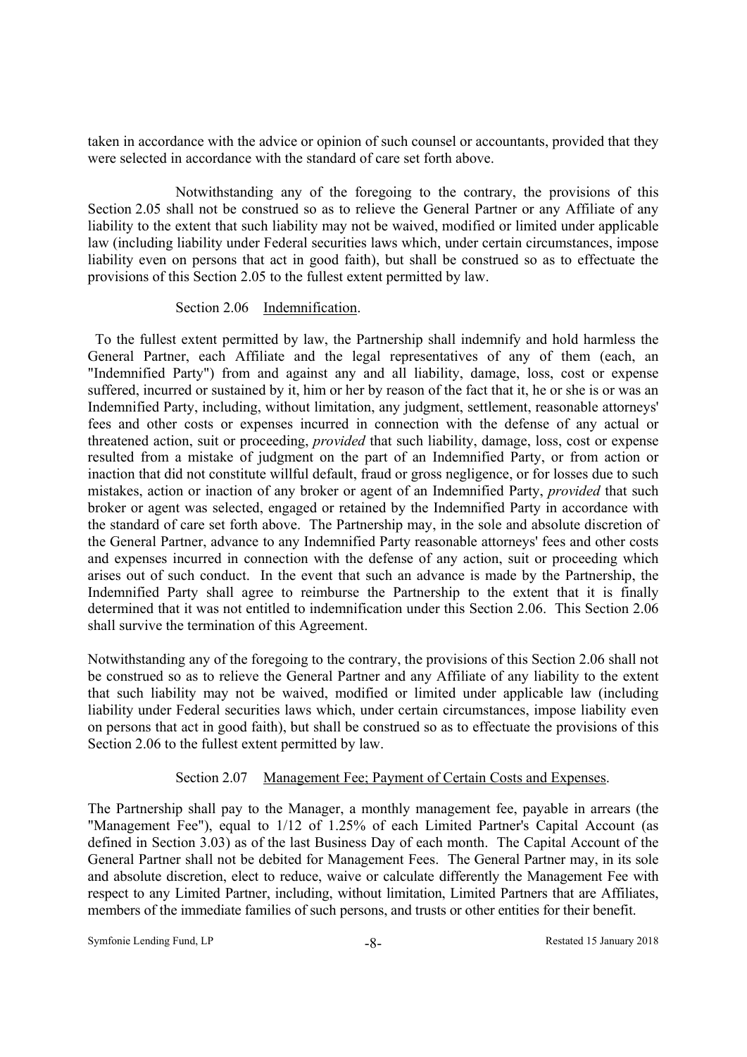taken in accordance with the advice or opinion of such counsel or accountants, provided that they were selected in accordance with the standard of care set forth above.

Notwithstanding any of the foregoing to the contrary, the provisions of this Section 2.05 shall not be construed so as to relieve the General Partner or any Affiliate of any liability to the extent that such liability may not be waived, modified or limited under applicable law (including liability under Federal securities laws which, under certain circumstances, impose liability even on persons that act in good faith), but shall be construed so as to effectuate the provisions of this Section 2.05 to the fullest extent permitted by law.

Section 2.06 Indemnification.

To the fullest extent permitted by law, the Partnership shall indemnify and hold harmless the General Partner, each Affiliate and the legal representatives of any of them (each, an "Indemnified Party") from and against any and all liability, damage, loss, cost or expense suffered, incurred or sustained by it, him or her by reason of the fact that it, he or she is or was an Indemnified Party, including, without limitation, any judgment, settlement, reasonable attorneys' fees and other costs or expenses incurred in connection with the defense of any actual or threatened action, suit or proceeding, *provided* that such liability, damage, loss, cost or expense resulted from a mistake of judgment on the part of an Indemnified Party, or from action or inaction that did not constitute willful default, fraud or gross negligence, or for losses due to such mistakes, action or inaction of any broker or agent of an Indemnified Party, *provided* that such broker or agent was selected, engaged or retained by the Indemnified Party in accordance with the standard of care set forth above. The Partnership may, in the sole and absolute discretion of the General Partner, advance to any Indemnified Party reasonable attorneys' fees and other costs and expenses incurred in connection with the defense of any action, suit or proceeding which arises out of such conduct. In the event that such an advance is made by the Partnership, the Indemnified Party shall agree to reimburse the Partnership to the extent that it is finally determined that it was not entitled to indemnification under this Section 2.06. This Section 2.06 shall survive the termination of this Agreement.

Notwithstanding any of the foregoing to the contrary, the provisions of this Section 2.06 shall not be construed so as to relieve the General Partner and any Affiliate of any liability to the extent that such liability may not be waived, modified or limited under applicable law (including liability under Federal securities laws which, under certain circumstances, impose liability even on persons that act in good faith), but shall be construed so as to effectuate the provisions of this Section 2.06 to the fullest extent permitted by law.

Section 2.07 Management Fee; Payment of Certain Costs and Expenses.

The Partnership shall pay to the Manager, a monthly management fee, payable in arrears (the "Management Fee"), equal to 1/12 of 1.25% of each Limited Partner's Capital Account (as defined in Section 3.03) as of the last Business Day of each month. The Capital Account of the General Partner shall not be debited for Management Fees. The General Partner may, in its sole and absolute discretion, elect to reduce, waive or calculate differently the Management Fee with respect to any Limited Partner, including, without limitation, Limited Partners that are Affiliates, members of the immediate families of such persons, and trusts or other entities for their benefit.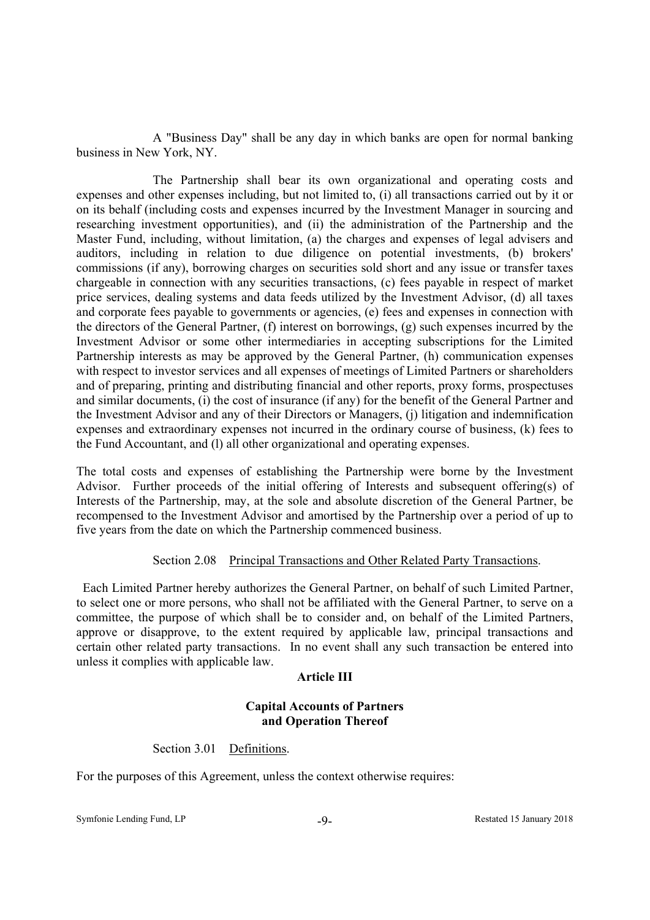A "Business Day" shall be any day in which banks are open for normal banking business in New York, NY.

The Partnership shall bear its own organizational and operating costs and expenses and other expenses including, but not limited to, (i) all transactions carried out by it or on its behalf (including costs and expenses incurred by the Investment Manager in sourcing and researching investment opportunities), and (ii) the administration of the Partnership and the Master Fund, including, without limitation, (a) the charges and expenses of legal advisers and auditors, including in relation to due diligence on potential investments, (b) brokers' commissions (if any), borrowing charges on securities sold short and any issue or transfer taxes chargeable in connection with any securities transactions, (c) fees payable in respect of market price services, dealing systems and data feeds utilized by the Investment Advisor, (d) all taxes and corporate fees payable to governments or agencies, (e) fees and expenses in connection with the directors of the General Partner, (f) interest on borrowings, (g) such expenses incurred by the Investment Advisor or some other intermediaries in accepting subscriptions for the Limited Partnership interests as may be approved by the General Partner, (h) communication expenses with respect to investor services and all expenses of meetings of Limited Partners or shareholders and of preparing, printing and distributing financial and other reports, proxy forms, prospectuses and similar documents, (i) the cost of insurance (if any) for the benefit of the General Partner and the Investment Advisor and any of their Directors or Managers, (j) litigation and indemnification expenses and extraordinary expenses not incurred in the ordinary course of business, (k) fees to the Fund Accountant, and (l) all other organizational and operating expenses.

The total costs and expenses of establishing the Partnership were borne by the Investment Advisor. Further proceeds of the initial offering of Interests and subsequent offering(s) of Interests of the Partnership, may, at the sole and absolute discretion of the General Partner, be recompensed to the Investment Advisor and amortised by the Partnership over a period of up to five years from the date on which the Partnership commenced business.

Section 2.08 Principal Transactions and Other Related Party Transactions.

Each Limited Partner hereby authorizes the General Partner, on behalf of such Limited Partner, to select one or more persons, who shall not be affiliated with the General Partner, to serve on a committee, the purpose of which shall be to consider and, on behalf of the Limited Partners, approve or disapprove, to the extent required by applicable law, principal transactions and certain other related party transactions. In no event shall any such transaction be entered into unless it complies with applicable law.

## Article III

## Capital Accounts of Partners and Operation Thereof

Section 3.01 Definitions.

For the purposes of this Agreement, unless the context otherwise requires: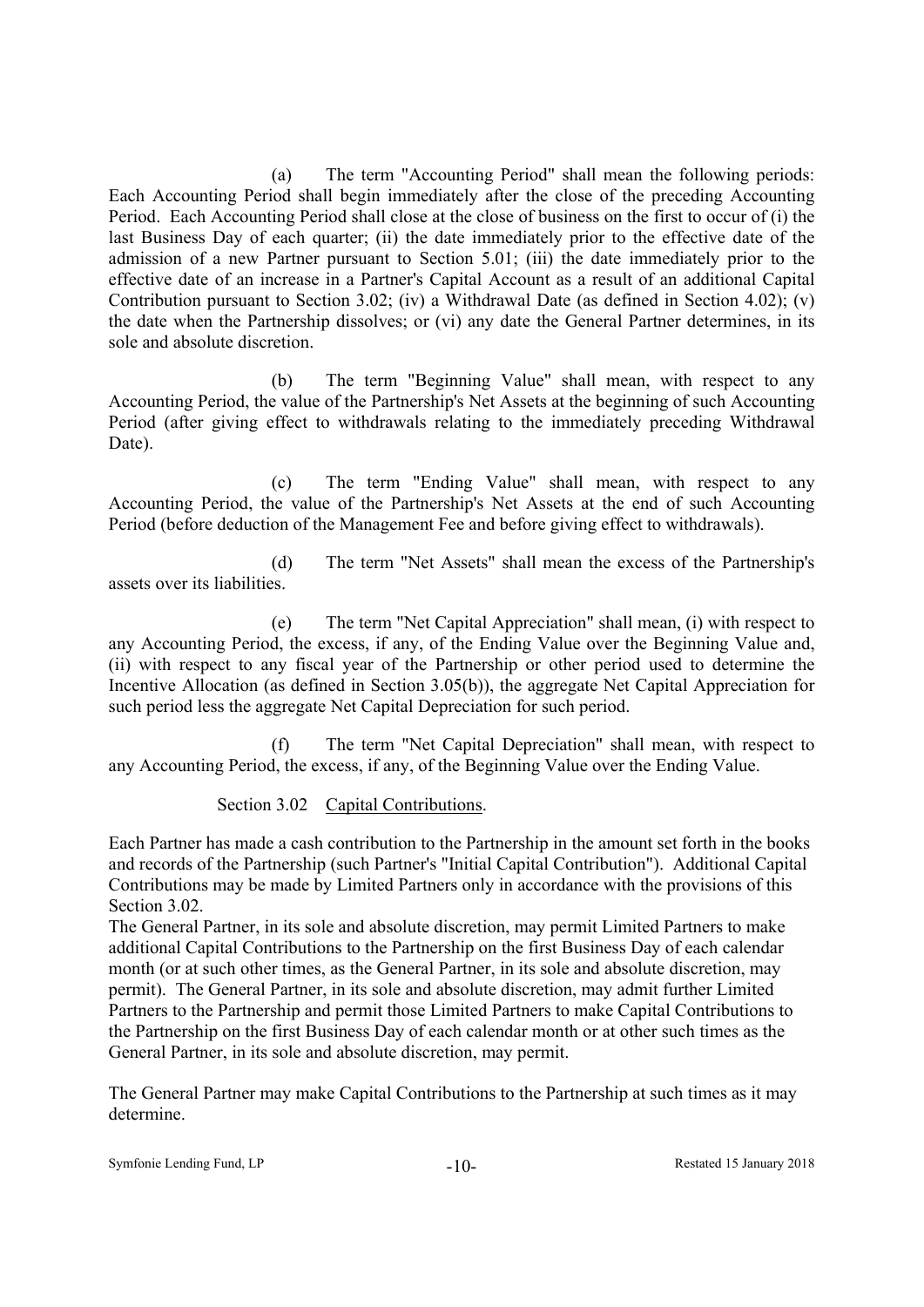(a) The term "Accounting Period" shall mean the following periods: Each Accounting Period shall begin immediately after the close of the preceding Accounting Period. Each Accounting Period shall close at the close of business on the first to occur of (i) the last Business Day of each quarter; (ii) the date immediately prior to the effective date of the admission of a new Partner pursuant to Section 5.01; (iii) the date immediately prior to the effective date of an increase in a Partner's Capital Account as a result of an additional Capital Contribution pursuant to Section 3.02; (iv) a Withdrawal Date (as defined in Section 4.02); (v) the date when the Partnership dissolves; or (vi) any date the General Partner determines, in its sole and absolute discretion.

(b) The term "Beginning Value" shall mean, with respect to any Accounting Period, the value of the Partnership's Net Assets at the beginning of such Accounting Period (after giving effect to withdrawals relating to the immediately preceding Withdrawal Date).

(c) The term "Ending Value" shall mean, with respect to any Accounting Period, the value of the Partnership's Net Assets at the end of such Accounting Period (before deduction of the Management Fee and before giving effect to withdrawals).

(d) The term "Net Assets" shall mean the excess of the Partnership's assets over its liabilities.

(e) The term "Net Capital Appreciation" shall mean, (i) with respect to any Accounting Period, the excess, if any, of the Ending Value over the Beginning Value and, (ii) with respect to any fiscal year of the Partnership or other period used to determine the Incentive Allocation (as defined in Section 3.05(b)), the aggregate Net Capital Appreciation for such period less the aggregate Net Capital Depreciation for such period.

(f) The term "Net Capital Depreciation" shall mean, with respect to any Accounting Period, the excess, if any, of the Beginning Value over the Ending Value.

Section 3.02 Capital Contributions.

Each Partner has made a cash contribution to the Partnership in the amount set forth in the books and records of the Partnership (such Partner's "Initial Capital Contribution"). Additional Capital Contributions may be made by Limited Partners only in accordance with the provisions of this Section 3.02.

The General Partner, in its sole and absolute discretion, may permit Limited Partners to make additional Capital Contributions to the Partnership on the first Business Day of each calendar month (or at such other times, as the General Partner, in its sole and absolute discretion, may permit). The General Partner, in its sole and absolute discretion, may admit further Limited Partners to the Partnership and permit those Limited Partners to make Capital Contributions to the Partnership on the first Business Day of each calendar month or at other such times as the General Partner, in its sole and absolute discretion, may permit.

The General Partner may make Capital Contributions to the Partnership at such times as it may determine.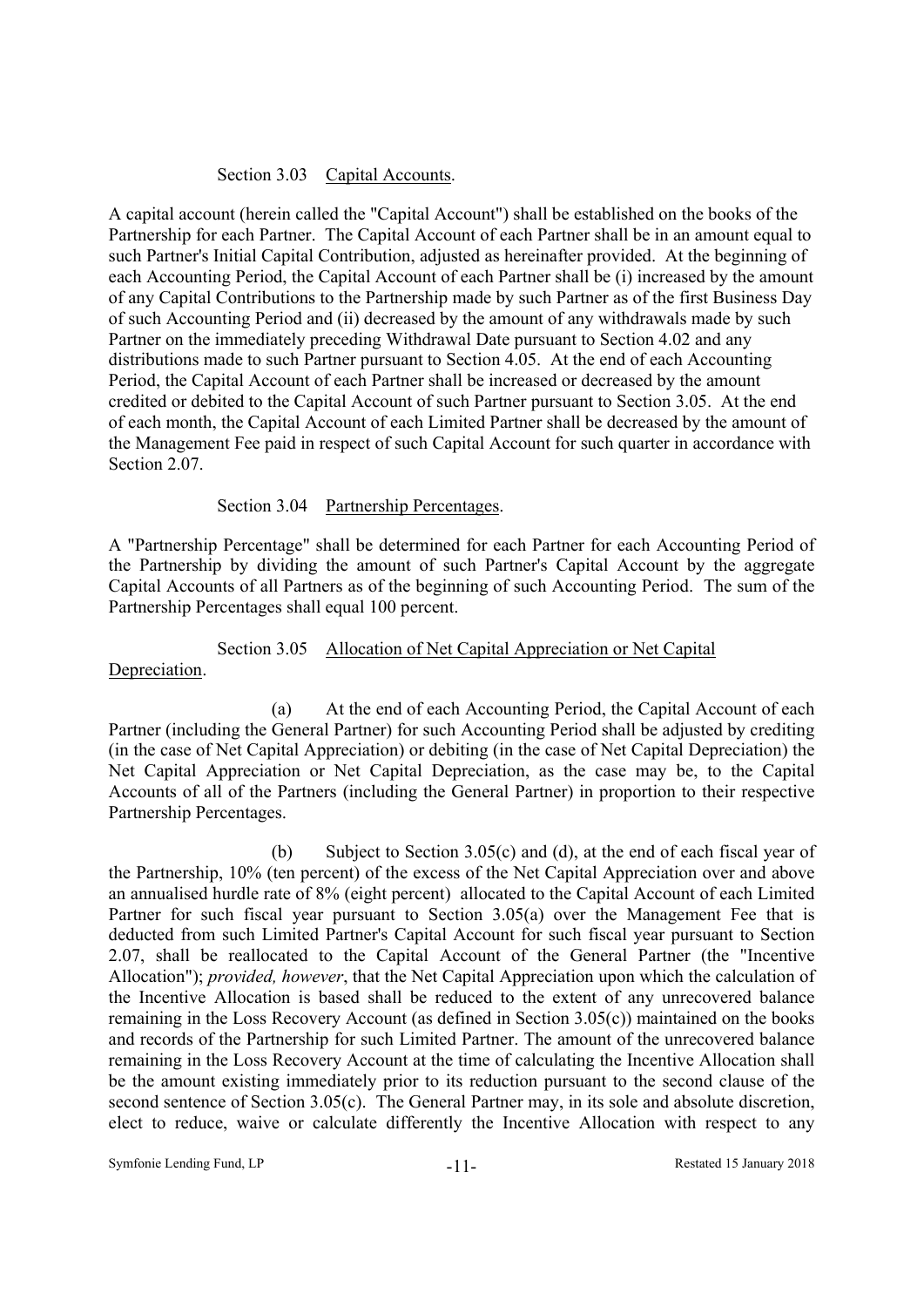Section 3.03 Capital Accounts.

A capital account (herein called the "Capital Account") shall be established on the books of the Partnership for each Partner. The Capital Account of each Partner shall be in an amount equal to such Partner's Initial Capital Contribution, adjusted as hereinafter provided. At the beginning of each Accounting Period, the Capital Account of each Partner shall be (i) increased by the amount of any Capital Contributions to the Partnership made by such Partner as of the first Business Day of such Accounting Period and (ii) decreased by the amount of any withdrawals made by such Partner on the immediately preceding Withdrawal Date pursuant to Section 4.02 and any distributions made to such Partner pursuant to Section 4.05. At the end of each Accounting Period, the Capital Account of each Partner shall be increased or decreased by the amount credited or debited to the Capital Account of such Partner pursuant to Section 3.05. At the end of each month, the Capital Account of each Limited Partner shall be decreased by the amount of the Management Fee paid in respect of such Capital Account for such quarter in accordance with Section 2.07.

Section 3.04 Partnership Percentages.

A "Partnership Percentage" shall be determined for each Partner for each Accounting Period of the Partnership by dividing the amount of such Partner's Capital Account by the aggregate Capital Accounts of all Partners as of the beginning of such Accounting Period. The sum of the Partnership Percentages shall equal 100 percent.

Section 3.05 Allocation of Net Capital Appreciation or Net Capital Depreciation.

(a) At the end of each Accounting Period, the Capital Account of each Partner (including the General Partner) for such Accounting Period shall be adjusted by crediting (in the case of Net Capital Appreciation) or debiting (in the case of Net Capital Depreciation) the Net Capital Appreciation or Net Capital Depreciation, as the case may be, to the Capital Accounts of all of the Partners (including the General Partner) in proportion to their respective Partnership Percentages.

(b) Subject to Section 3.05(c) and (d), at the end of each fiscal year of the Partnership, 10% (ten percent) of the excess of the Net Capital Appreciation over and above an annualised hurdle rate of 8% (eight percent) allocated to the Capital Account of each Limited Partner for such fiscal year pursuant to Section 3.05(a) over the Management Fee that is deducted from such Limited Partner's Capital Account for such fiscal year pursuant to Section 2.07, shall be reallocated to the Capital Account of the General Partner (the "Incentive Allocation"); *provided, however*, that the Net Capital Appreciation upon which the calculation of the Incentive Allocation is based shall be reduced to the extent of any unrecovered balance remaining in the Loss Recovery Account (as defined in Section 3.05(c)) maintained on the books and records of the Partnership for such Limited Partner. The amount of the unrecovered balance remaining in the Loss Recovery Account at the time of calculating the Incentive Allocation shall be the amount existing immediately prior to its reduction pursuant to the second clause of the second sentence of Section 3.05(c). The General Partner may, in its sole and absolute discretion, elect to reduce, waive or calculate differently the Incentive Allocation with respect to any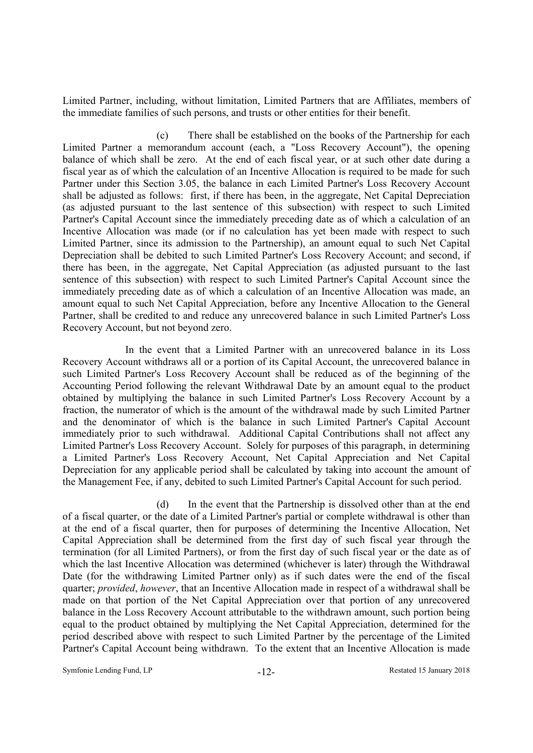Limited Partner, including, without limitation, Limited Partners that are Affiliates, members of the immediate families of such persons, and trusts or other entities for their benefit.

(c) There shall be established on the books of the Partnership for each Limited Partner a memorandum account (each, a "Loss Recovery Account"), the opening balance of which shall be zero. At the end of each fiscal year, or at such other date during a fiscal year as of which the calculation of an Incentive Allocation is required to be made for such Partner under this Section 3.05, the balance in each Limited Partner's Loss Recovery Account shall be adjusted as follows: first, if there has been, in the aggregate, Net Capital Depreciation (as adjusted pursuant to the last sentence of this subsection) with respect to such Limited Partner's Capital Account since the immediately preceding date as of which a calculation of an Incentive Allocation was made (or if no calculation has yet been made with respect to such Limited Partner, since its admission to the Partnership), an amount equal to such Net Capital Depreciation shall be debited to such Limited Partner's Loss Recovery Account; and second, if there has been, in the aggregate, Net Capital Appreciation (as adjusted pursuant to the last sentence of this subsection) with respect to such Limited Partner's Capital Account since the immediately preceding date as of which a calculation of an Incentive Allocation was made, an amount equal to such Net Capital Appreciation, before any Incentive Allocation to the General Partner, shall be credited to and reduce any unrecovered balance in such Limited Partner's Loss Recovery Account, but not beyond zero.

In the event that a Limited Partner with an unrecovered balance in its Loss Recovery Account withdraws all or a portion of its Capital Account, the unrecovered balance in such Limited Partner's Loss Recovery Account shall be reduced as of the beginning of the Accounting Period following the relevant Withdrawal Date by an amount equal to the product obtained by multiplying the balance in such Limited Partner's Loss Recovery Account by a fraction, the numerator of which is the amount of the withdrawal made by such Limited Partner and the denominator of which is the balance in such Limited Partner's Capital Account immediately prior to such withdrawal. Additional Capital Contributions shall not affect any Limited Partner's Loss Recovery Account. Solely for purposes of this paragraph, in determining a Limited Partner's Loss Recovery Account, Net Capital Appreciation and Net Capital Depreciation for any applicable period shall be calculated by taking into account the amount of the Management Fee, if any, debited to such Limited Partner's Capital Account for such period.

(d) In the event that the Partnership is dissolved other than at the end of a fiscal quarter, or the date of a Limited Partner's partial or complete withdrawal is other than at the end of a fiscal quarter, then for purposes of determining the Incentive Allocation, Net Capital Appreciation shall be determined from the first day of such fiscal year through the termination (for all Limited Partners), or from the first day of such fiscal year or the date as of which the last Incentive Allocation was determined (whichever is later) through the Withdrawal Date (for the withdrawing Limited Partner only) as if such dates were the end of the fiscal quarter; *provided*, *however*, that an Incentive Allocation made in respect of a withdrawal shall be made on that portion of the Net Capital Appreciation over that portion of any unrecovered balance in the Loss Recovery Account attributable to the withdrawn amount, such portion being equal to the product obtained by multiplying the Net Capital Appreciation, determined for the period described above with respect to such Limited Partner by the percentage of the Limited Partner's Capital Account being withdrawn. To the extent that an Incentive Allocation is made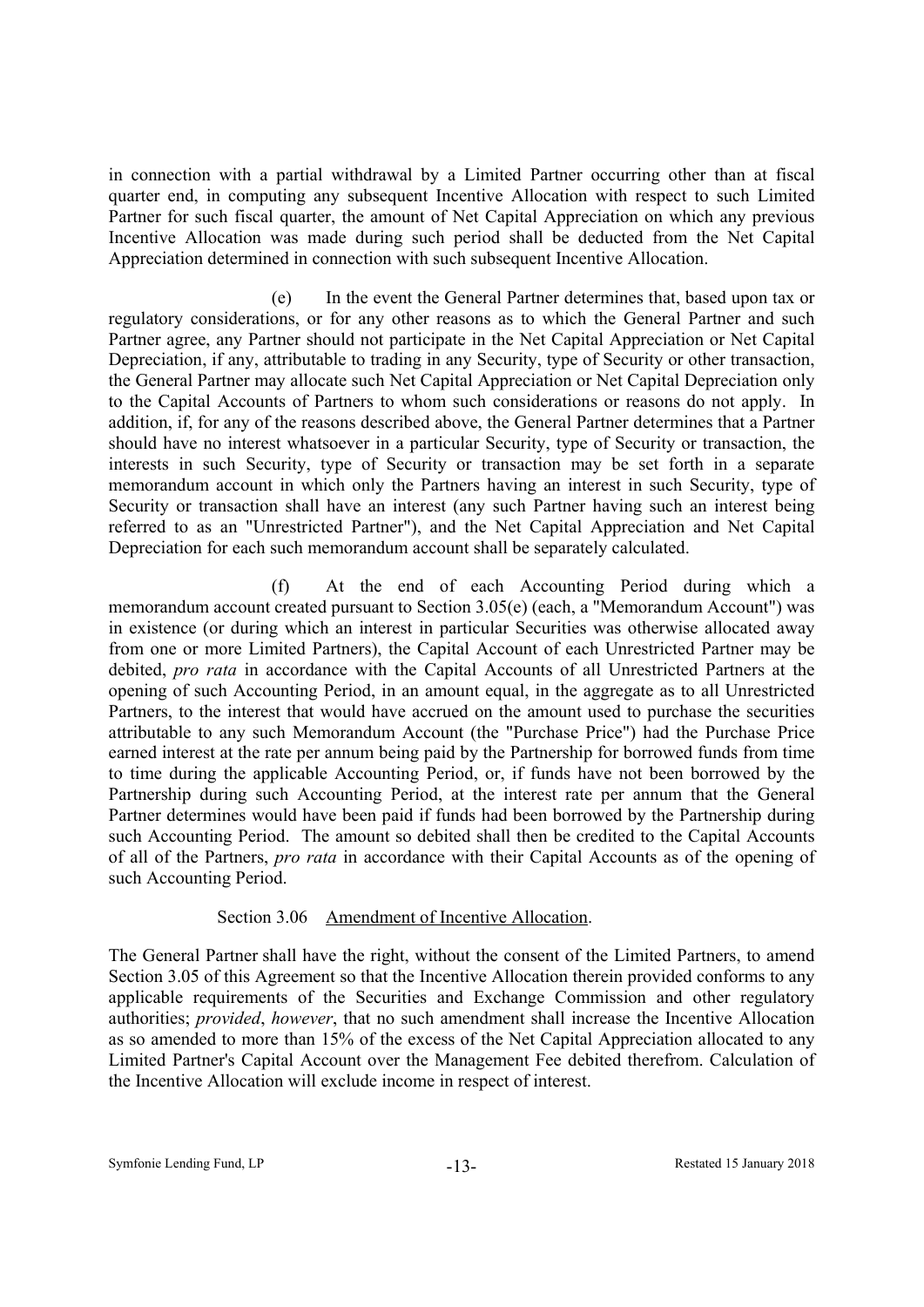in connection with a partial withdrawal by a Limited Partner occurring other than at fiscal quarter end, in computing any subsequent Incentive Allocation with respect to such Limited Partner for such fiscal quarter, the amount of Net Capital Appreciation on which any previous Incentive Allocation was made during such period shall be deducted from the Net Capital Appreciation determined in connection with such subsequent Incentive Allocation.

(e) In the event the General Partner determines that, based upon tax or regulatory considerations, or for any other reasons as to which the General Partner and such Partner agree, any Partner should not participate in the Net Capital Appreciation or Net Capital Depreciation, if any, attributable to trading in any Security, type of Security or other transaction, the General Partner may allocate such Net Capital Appreciation or Net Capital Depreciation only to the Capital Accounts of Partners to whom such considerations or reasons do not apply. In addition, if, for any of the reasons described above, the General Partner determines that a Partner should have no interest whatsoever in a particular Security, type of Security or transaction, the interests in such Security, type of Security or transaction may be set forth in a separate memorandum account in which only the Partners having an interest in such Security, type of Security or transaction shall have an interest (any such Partner having such an interest being referred to as an "Unrestricted Partner"), and the Net Capital Appreciation and Net Capital Depreciation for each such memorandum account shall be separately calculated.

(f) At the end of each Accounting Period during which a memorandum account created pursuant to Section 3.05(e) (each, a "Memorandum Account") was in existence (or during which an interest in particular Securities was otherwise allocated away from one or more Limited Partners), the Capital Account of each Unrestricted Partner may be debited, *pro rata* in accordance with the Capital Accounts of all Unrestricted Partners at the opening of such Accounting Period, in an amount equal, in the aggregate as to all Unrestricted Partners, to the interest that would have accrued on the amount used to purchase the securities attributable to any such Memorandum Account (the "Purchase Price") had the Purchase Price earned interest at the rate per annum being paid by the Partnership for borrowed funds from time to time during the applicable Accounting Period, or, if funds have not been borrowed by the Partnership during such Accounting Period, at the interest rate per annum that the General Partner determines would have been paid if funds had been borrowed by the Partnership during such Accounting Period. The amount so debited shall then be credited to the Capital Accounts of all of the Partners, *pro rata* in accordance with their Capital Accounts as of the opening of such Accounting Period.

Section 3.06 Amendment of Incentive Allocation.

The General Partner shall have the right, without the consent of the Limited Partners, to amend Section 3.05 of this Agreement so that the Incentive Allocation therein provided conforms to any applicable requirements of the Securities and Exchange Commission and other regulatory authorities; *provided*, *however*, that no such amendment shall increase the Incentive Allocation as so amended to more than 15% of the excess of the Net Capital Appreciation allocated to any Limited Partner's Capital Account over the Management Fee debited therefrom. Calculation of the Incentive Allocation will exclude income in respect of interest.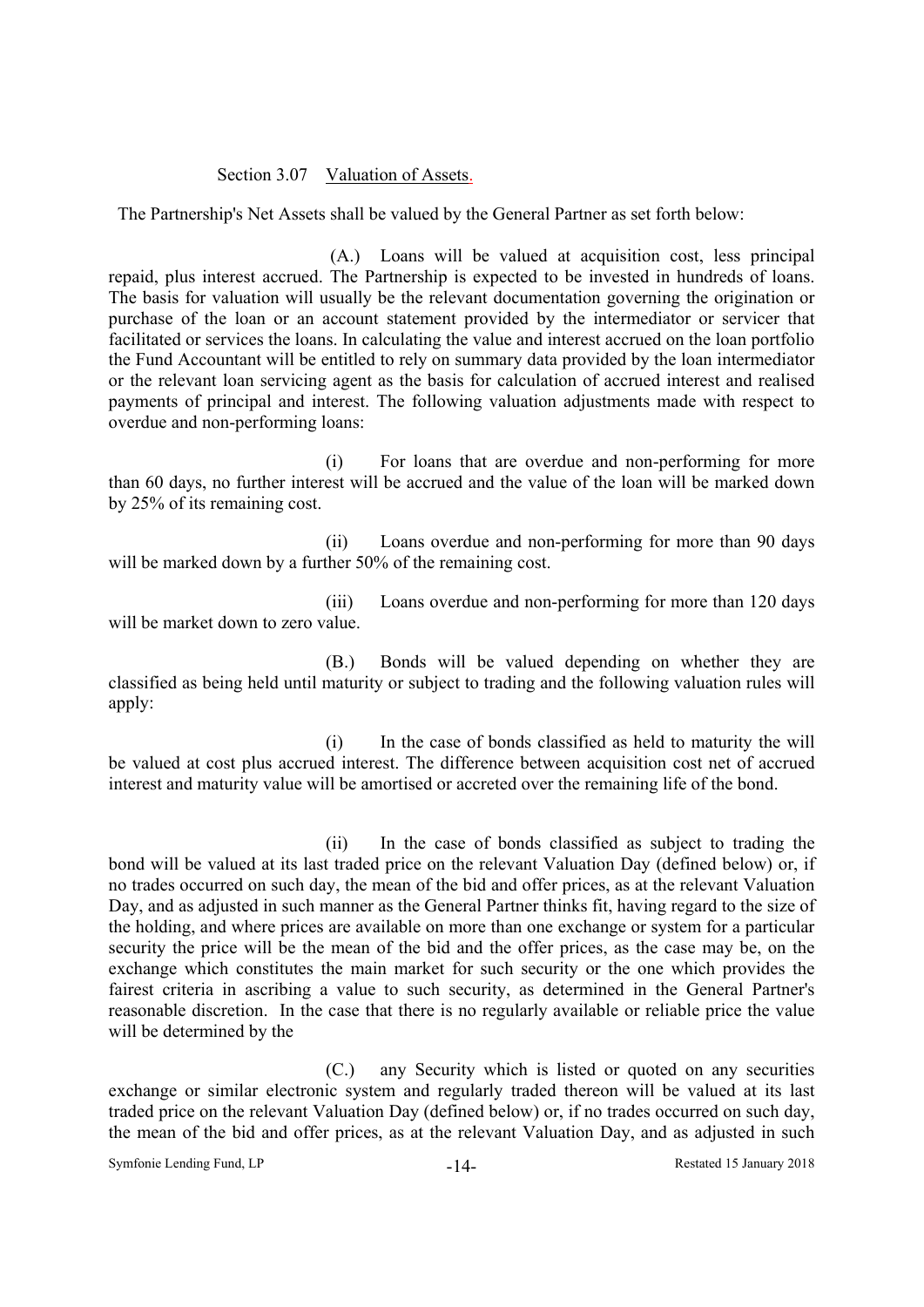Section 3.07 Valuation of Assets.

The Partnership's Net Assets shall be valued by the General Partner as set forth below:

(A.) Loans will be valued at acquisition cost, less principal repaid, plus interest accrued. The Partnership is expected to be invested in hundreds of loans. The basis for valuation will usually be the relevant documentation governing the origination or purchase of the loan or an account statement provided by the intermediator or servicer that facilitated or services the loans. In calculating the value and interest accrued on the loan portfolio the Fund Accountant will be entitled to rely on summary data provided by the loan intermediator or the relevant loan servicing agent as the basis for calculation of accrued interest and realised payments of principal and interest. The following valuation adjustments made with respect to overdue and non-performing loans:

(i) For loans that are overdue and non-performing for more than 60 days, no further interest will be accrued and the value of the loan will be marked down by 25% of its remaining cost.

(ii) Loans overdue and non-performing for more than 90 days will be marked down by a further 50% of the remaining cost.

(iii) Loans overdue and non-performing for more than 120 days will be market down to zero value.

(B.) Bonds will be valued depending on whether they are classified as being held until maturity or subject to trading and the following valuation rules will apply:

(i) In the case of bonds classified as held to maturity the will be valued at cost plus accrued interest. The difference between acquisition cost net of accrued interest and maturity value will be amortised or accreted over the remaining life of the bond.

(ii) In the case of bonds classified as subject to trading the bond will be valued at its last traded price on the relevant Valuation Day (defined below) or, if no trades occurred on such day, the mean of the bid and offer prices, as at the relevant Valuation Day, and as adjusted in such manner as the General Partner thinks fit, having regard to the size of the holding, and where prices are available on more than one exchange or system for a particular security the price will be the mean of the bid and the offer prices, as the case may be, on the exchange which constitutes the main market for such security or the one which provides the fairest criteria in ascribing a value to such security, as determined in the General Partner's reasonable discretion. In the case that there is no regularly available or reliable price the value will be determined by the

(C.) any Security which is listed or quoted on any securities exchange or similar electronic system and regularly traded thereon will be valued at its last traded price on the relevant Valuation Day (defined below) or, if no trades occurred on such day, the mean of the bid and offer prices, as at the relevant Valuation Day, and as adjusted in such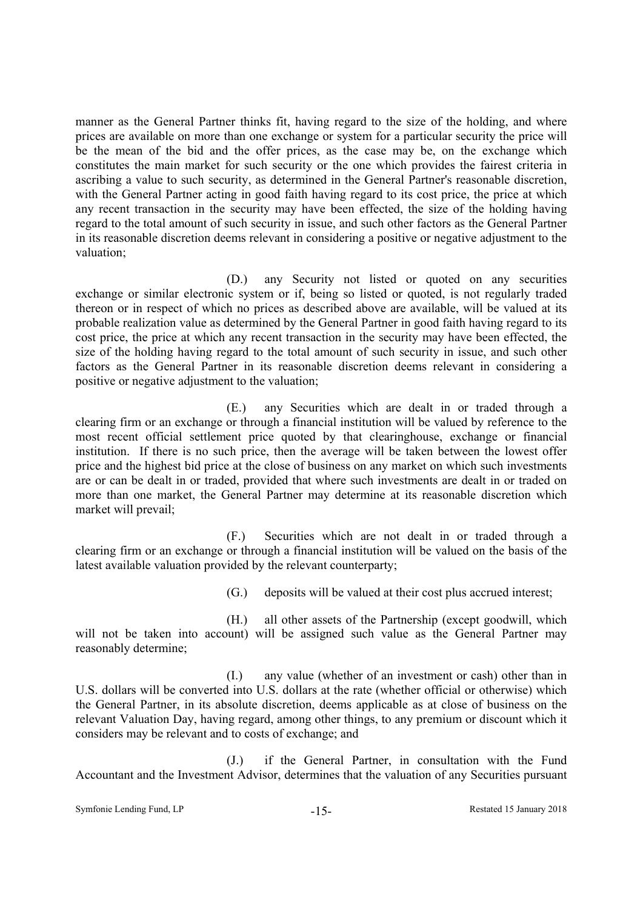manner as the General Partner thinks fit, having regard to the size of the holding, and where prices are available on more than one exchange or system for a particular security the price will be the mean of the bid and the offer prices, as the case may be, on the exchange which constitutes the main market for such security or the one which provides the fairest criteria in ascribing a value to such security, as determined in the General Partner's reasonable discretion, with the General Partner acting in good faith having regard to its cost price, the price at which any recent transaction in the security may have been effected, the size of the holding having regard to the total amount of such security in issue, and such other factors as the General Partner in its reasonable discretion deems relevant in considering a positive or negative adjustment to the valuation;

(D.) any Security not listed or quoted on any securities exchange or similar electronic system or if, being so listed or quoted, is not regularly traded thereon or in respect of which no prices as described above are available, will be valued at its probable realization value as determined by the General Partner in good faith having regard to its cost price, the price at which any recent transaction in the security may have been effected, the size of the holding having regard to the total amount of such security in issue, and such other factors as the General Partner in its reasonable discretion deems relevant in considering a positive or negative adjustment to the valuation;

(E.) any Securities which are dealt in or traded through a clearing firm or an exchange or through a financial institution will be valued by reference to the most recent official settlement price quoted by that clearinghouse, exchange or financial institution. If there is no such price, then the average will be taken between the lowest offer price and the highest bid price at the close of business on any market on which such investments are or can be dealt in or traded, provided that where such investments are dealt in or traded on more than one market, the General Partner may determine at its reasonable discretion which market will prevail;

(F.) Securities which are not dealt in or traded through a clearing firm or an exchange or through a financial institution will be valued on the basis of the latest available valuation provided by the relevant counterparty;

(G.) deposits will be valued at their cost plus accrued interest;

(H.) all other assets of the Partnership (except goodwill, which will not be taken into account) will be assigned such value as the General Partner may reasonably determine;

(I.) any value (whether of an investment or cash) other than in U.S. dollars will be converted into U.S. dollars at the rate (whether official or otherwise) which the General Partner, in its absolute discretion, deems applicable as at close of business on the relevant Valuation Day, having regard, among other things, to any premium or discount which it considers may be relevant and to costs of exchange; and

(J.) if the General Partner, in consultation with the Fund Accountant and the Investment Advisor, determines that the valuation of any Securities pursuant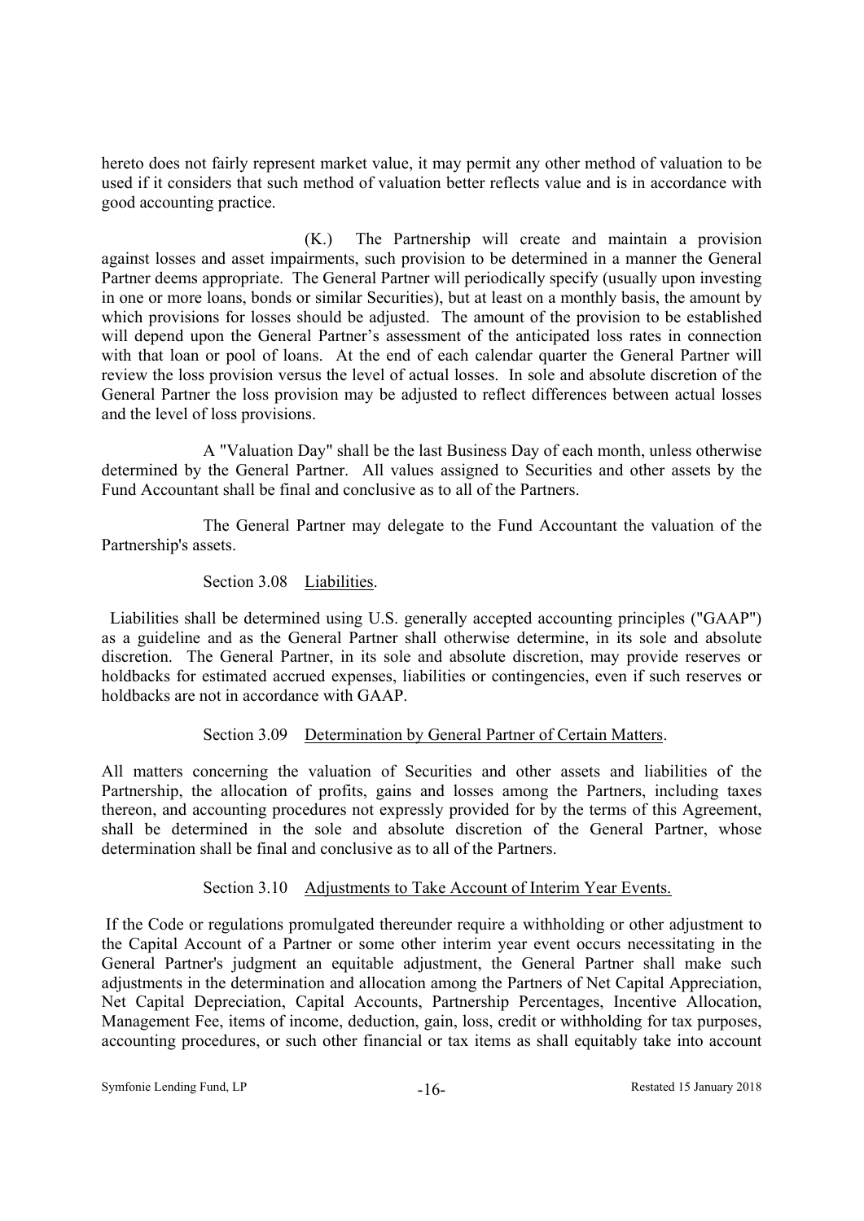hereto does not fairly represent market value, it may permit any other method of valuation to be used if it considers that such method of valuation better reflects value and is in accordance with good accounting practice.

(K.) The Partnership will create and maintain a provision against losses and asset impairments, such provision to be determined in a manner the General Partner deems appropriate. The General Partner will periodically specify (usually upon investing in one or more loans, bonds or similar Securities), but at least on a monthly basis, the amount by which provisions for losses should be adjusted. The amount of the provision to be established will depend upon the General Partner's assessment of the anticipated loss rates in connection with that loan or pool of loans. At the end of each calendar quarter the General Partner will review the loss provision versus the level of actual losses. In sole and absolute discretion of the General Partner the loss provision may be adjusted to reflect differences between actual losses and the level of loss provisions.

A "Valuation Day" shall be the last Business Day of each month, unless otherwise determined by the General Partner. All values assigned to Securities and other assets by the Fund Accountant shall be final and conclusive as to all of the Partners.

The General Partner may delegate to the Fund Accountant the valuation of the Partnership's assets.

Section 3.08 Liabilities.

Liabilities shall be determined using U.S. generally accepted accounting principles ("GAAP") as a guideline and as the General Partner shall otherwise determine, in its sole and absolute discretion. The General Partner, in its sole and absolute discretion, may provide reserves or holdbacks for estimated accrued expenses, liabilities or contingencies, even if such reserves or holdbacks are not in accordance with GAAP.

Section 3.09 Determination by General Partner of Certain Matters.

All matters concerning the valuation of Securities and other assets and liabilities of the Partnership, the allocation of profits, gains and losses among the Partners, including taxes thereon, and accounting procedures not expressly provided for by the terms of this Agreement, shall be determined in the sole and absolute discretion of the General Partner, whose determination shall be final and conclusive as to all of the Partners.

Section 3.10 Adjustments to Take Account of Interim Year Events.

If the Code or regulations promulgated thereunder require a withholding or other adjustment to the Capital Account of a Partner or some other interim year event occurs necessitating in the General Partner's judgment an equitable adjustment, the General Partner shall make such adjustments in the determination and allocation among the Partners of Net Capital Appreciation, Net Capital Depreciation, Capital Accounts, Partnership Percentages, Incentive Allocation, Management Fee, items of income, deduction, gain, loss, credit or withholding for tax purposes, accounting procedures, or such other financial or tax items as shall equitably take into account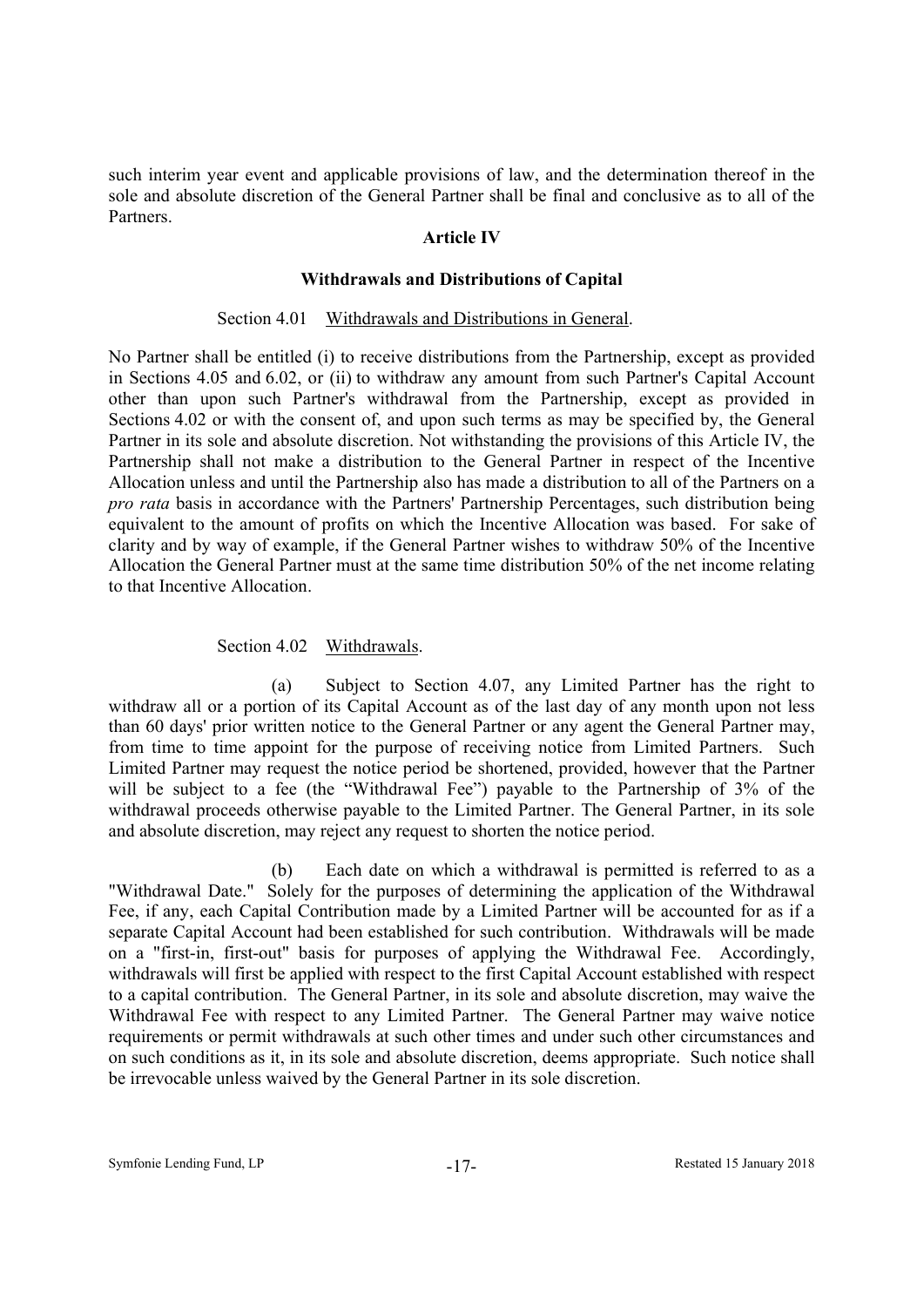such interim year event and applicable provisions of law, and the determination thereof in the sole and absolute discretion of the General Partner shall be final and conclusive as to all of the Partners.

## Article IV

## Withdrawals and Distributions of Capital

Section 4.01 Withdrawals and Distributions in General.

No Partner shall be entitled (i) to receive distributions from the Partnership, except as provided in Sections 4.05 and 6.02, or (ii) to withdraw any amount from such Partner's Capital Account other than upon such Partner's withdrawal from the Partnership, except as provided in Sections 4.02 or with the consent of, and upon such terms as may be specified by, the General Partner in its sole and absolute discretion. Not withstanding the provisions of this Article IV, the Partnership shall not make a distribution to the General Partner in respect of the Incentive Allocation unless and until the Partnership also has made a distribution to all of the Partners on a *pro rata* basis in accordance with the Partners' Partnership Percentages, such distribution being equivalent to the amount of profits on which the Incentive Allocation was based. For sake of clarity and by way of example, if the General Partner wishes to withdraw 50% of the Incentive Allocation the General Partner must at the same time distribution 50% of the net income relating to that Incentive Allocation.

Section 4.02 Withdrawals.

(a) Subject to Section 4.07, any Limited Partner has the right to withdraw all or a portion of its Capital Account as of the last day of any month upon not less than 60 days' prior written notice to the General Partner or any agent the General Partner may, from time to time appoint for the purpose of receiving notice from Limited Partners. Such Limited Partner may request the notice period be shortened, provided, however that the Partner will be subject to a fee (the "Withdrawal Fee") payable to the Partnership of 3% of the withdrawal proceeds otherwise payable to the Limited Partner. The General Partner, in its sole and absolute discretion, may reject any request to shorten the notice period.

(b) Each date on which a withdrawal is permitted is referred to as a "Withdrawal Date." Solely for the purposes of determining the application of the Withdrawal Fee, if any, each Capital Contribution made by a Limited Partner will be accounted for as if a separate Capital Account had been established for such contribution. Withdrawals will be made on a "first-in, first-out" basis for purposes of applying the Withdrawal Fee. Accordingly, withdrawals will first be applied with respect to the first Capital Account established with respect to a capital contribution. The General Partner, in its sole and absolute discretion, may waive the Withdrawal Fee with respect to any Limited Partner. The General Partner may waive notice requirements or permit withdrawals at such other times and under such other circumstances and on such conditions as it, in its sole and absolute discretion, deems appropriate. Such notice shall be irrevocable unless waived by the General Partner in its sole discretion.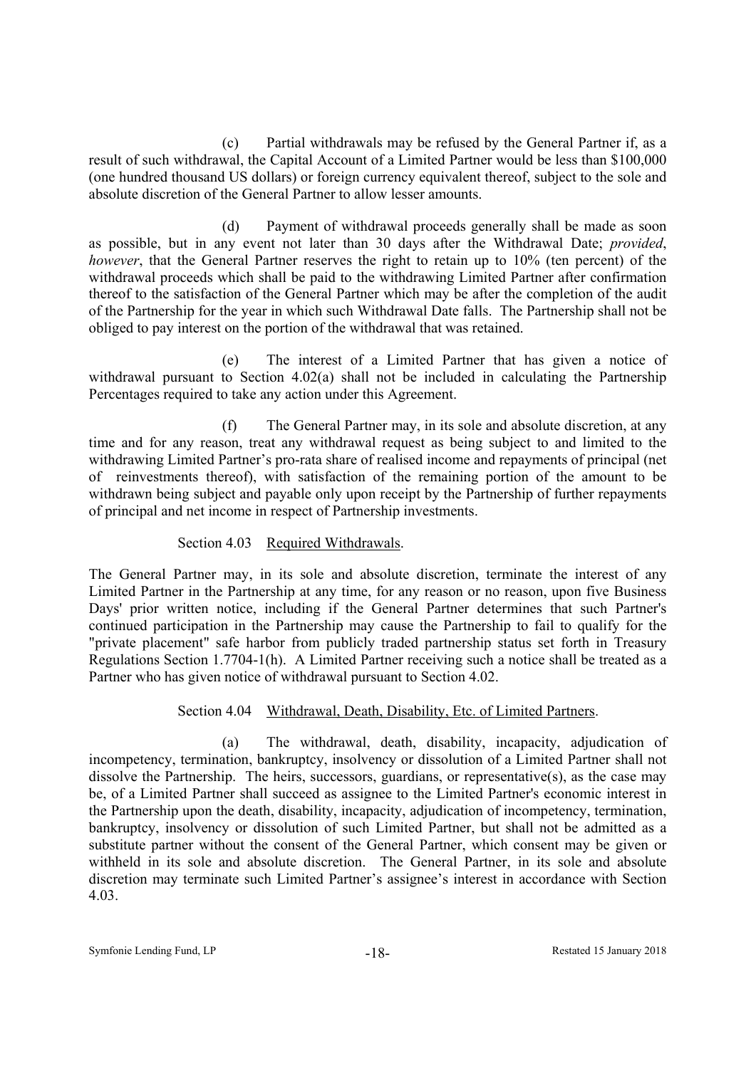(c) Partial withdrawals may be refused by the General Partner if, as a result of such withdrawal, the Capital Account of a Limited Partner would be less than $100,000 (one hundred thousand US dollars) or foreign currency equivalent thereof, subject to the sole and absolute discretion of the General Partner to allow lesser amounts.

(d) Payment of withdrawal proceeds generally shall be made as soon as possible, but in any event not later than 30 days after the Withdrawal Date; *provided*, *however*, that the General Partner reserves the right to retain up to 10% (ten percent) of the withdrawal proceeds which shall be paid to the withdrawing Limited Partner after confirmation thereof to the satisfaction of the General Partner which may be after the completion of the audit of the Partnership for the year in which such Withdrawal Date falls. The Partnership shall not be obliged to pay interest on the portion of the withdrawal that was retained.

(e) The interest of a Limited Partner that has given a notice of withdrawal pursuant to Section 4.02(a) shall not be included in calculating the Partnership Percentages required to take any action under this Agreement.

(f) The General Partner may, in its sole and absolute discretion, at any time and for any reason, treat any withdrawal request as being subject to and limited to the withdrawing Limited Partner's pro-rata share of realised income and repayments of principal (net of reinvestments thereof), with satisfaction of the remaining portion of the amount to be withdrawn being subject and payable only upon receipt by the Partnership of further repayments of principal and net income in respect of Partnership investments.

Section 4.03 Required Withdrawals.

The General Partner may, in its sole and absolute discretion, terminate the interest of any Limited Partner in the Partnership at any time, for any reason or no reason, upon five Business Days' prior written notice, including if the General Partner determines that such Partner's continued participation in the Partnership may cause the Partnership to fail to qualify for the "private placement" safe harbor from publicly traded partnership status set forth in Treasury Regulations Section 1.7704-1(h). A Limited Partner receiving such a notice shall be treated as a Partner who has given notice of withdrawal pursuant to Section 4.02.

Section 4.04 Withdrawal, Death, Disability, Etc. of Limited Partners.

(a) The withdrawal, death, disability, incapacity, adjudication of incompetency, termination, bankruptcy, insolvency or dissolution of a Limited Partner shall not dissolve the Partnership. The heirs, successors, guardians, or representative(s), as the case may be, of a Limited Partner shall succeed as assignee to the Limited Partner's economic interest in the Partnership upon the death, disability, incapacity, adjudication of incompetency, termination, bankruptcy, insolvency or dissolution of such Limited Partner, but shall not be admitted as a substitute partner without the consent of the General Partner, which consent may be given or withheld in its sole and absolute discretion. The General Partner, in its sole and absolute discretion may terminate such Limited Partner's assignee's interest in accordance with Section 4.03.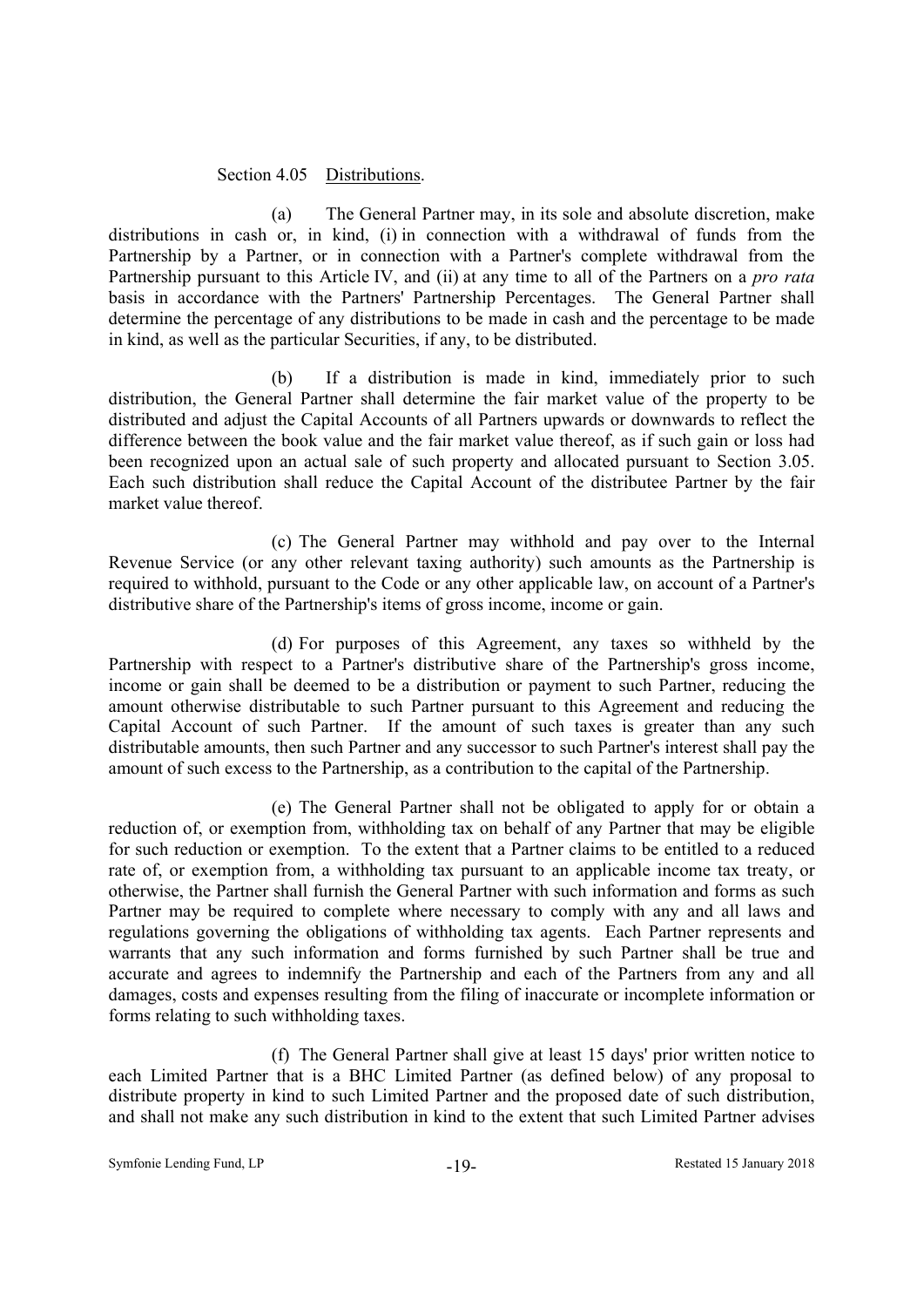Section 4.05 Distributions.

(a) The General Partner may, in its sole and absolute discretion, make distributions in cash or, in kind, (i) in connection with a withdrawal of funds from the Partnership by a Partner, or in connection with a Partner's complete withdrawal from the Partnership pursuant to this Article IV, and (ii) at any time to all of the Partners on a *pro rata* basis in accordance with the Partners' Partnership Percentages. The General Partner shall determine the percentage of any distributions to be made in cash and the percentage to be made in kind, as well as the particular Securities, if any, to be distributed.

(b) If a distribution is made in kind, immediately prior to such distribution, the General Partner shall determine the fair market value of the property to be distributed and adjust the Capital Accounts of all Partners upwards or downwards to reflect the difference between the book value and the fair market value thereof, as if such gain or loss had been recognized upon an actual sale of such property and allocated pursuant to Section 3.05. Each such distribution shall reduce the Capital Account of the distributee Partner by the fair market value thereof.

(c) The General Partner may withhold and pay over to the Internal Revenue Service (or any other relevant taxing authority) such amounts as the Partnership is required to withhold, pursuant to the Code or any other applicable law, on account of a Partner's distributive share of the Partnership's items of gross income, income or gain.

(d) For purposes of this Agreement, any taxes so withheld by the Partnership with respect to a Partner's distributive share of the Partnership's gross income, income or gain shall be deemed to be a distribution or payment to such Partner, reducing the amount otherwise distributable to such Partner pursuant to this Agreement and reducing the Capital Account of such Partner. If the amount of such taxes is greater than any such distributable amounts, then such Partner and any successor to such Partner's interest shall pay the amount of such excess to the Partnership, as a contribution to the capital of the Partnership.

(e) The General Partner shall not be obligated to apply for or obtain a reduction of, or exemption from, withholding tax on behalf of any Partner that may be eligible for such reduction or exemption. To the extent that a Partner claims to be entitled to a reduced rate of, or exemption from, a withholding tax pursuant to an applicable income tax treaty, or otherwise, the Partner shall furnish the General Partner with such information and forms as such Partner may be required to complete where necessary to comply with any and all laws and regulations governing the obligations of withholding tax agents. Each Partner represents and warrants that any such information and forms furnished by such Partner shall be true and accurate and agrees to indemnify the Partnership and each of the Partners from any and all damages, costs and expenses resulting from the filing of inaccurate or incomplete information or forms relating to such withholding taxes.

(f) The General Partner shall give at least 15 days' prior written notice to each Limited Partner that is a BHC Limited Partner (as defined below) of any proposal to distribute property in kind to such Limited Partner and the proposed date of such distribution, and shall not make any such distribution in kind to the extent that such Limited Partner advises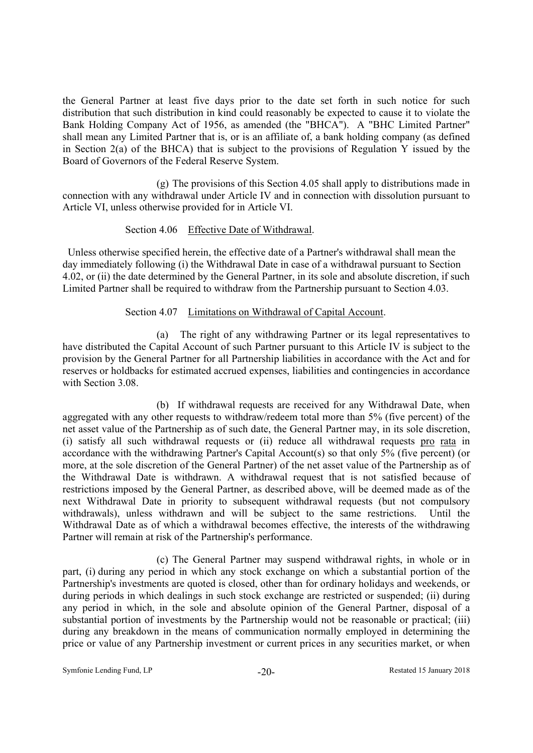the General Partner at least five days prior to the date set forth in such notice for such distribution that such distribution in kind could reasonably be expected to cause it to violate the Bank Holding Company Act of 1956, as amended (the "BHCA"). A "BHC Limited Partner" shall mean any Limited Partner that is, or is an affiliate of, a bank holding company (as defined in Section 2(a) of the BHCA) that is subject to the provisions of Regulation Y issued by the Board of Governors of the Federal Reserve System.

(g) The provisions of this Section 4.05 shall apply to distributions made in connection with any withdrawal under Article IV and in connection with dissolution pursuant to Article VI, unless otherwise provided for in Article VI.

Section 4.06 Effective Date of Withdrawal.

Unless otherwise specified herein, the effective date of a Partner's withdrawal shall mean the day immediately following (i) the Withdrawal Date in case of a withdrawal pursuant to Section 4.02, or (ii) the date determined by the General Partner, in its sole and absolute discretion, if such Limited Partner shall be required to withdraw from the Partnership pursuant to Section 4.03.

Section 4.07 Limitations on Withdrawal of Capital Account.

(a) The right of any withdrawing Partner or its legal representatives to have distributed the Capital Account of such Partner pursuant to this Article IV is subject to the provision by the General Partner for all Partnership liabilities in accordance with the Act and for reserves or holdbacks for estimated accrued expenses, liabilities and contingencies in accordance with Section 3.08.

(b) If withdrawal requests are received for any Withdrawal Date, when aggregated with any other requests to withdraw/redeem total more than 5% (five percent) of the net asset value of the Partnership as of such date, the General Partner may, in its sole discretion, (i) satisfy all such withdrawal requests or (ii) reduce all withdrawal requests pro rata in accordance with the withdrawing Partner's Capital Account(s) so that only 5% (five percent) (or more, at the sole discretion of the General Partner) of the net asset value of the Partnership as of the Withdrawal Date is withdrawn. A withdrawal request that is not satisfied because of restrictions imposed by the General Partner, as described above, will be deemed made as of the next Withdrawal Date in priority to subsequent withdrawal requests (but not compulsory withdrawals), unless withdrawn and will be subject to the same restrictions. Until the Withdrawal Date as of which a withdrawal becomes effective, the interests of the withdrawing Partner will remain at risk of the Partnership's performance.

(c) The General Partner may suspend withdrawal rights, in whole or in part, (i) during any period in which any stock exchange on which a substantial portion of the Partnership's investments are quoted is closed, other than for ordinary holidays and weekends, or during periods in which dealings in such stock exchange are restricted or suspended; (ii) during any period in which, in the sole and absolute opinion of the General Partner, disposal of a substantial portion of investments by the Partnership would not be reasonable or practical; (iii) during any breakdown in the means of communication normally employed in determining the price or value of any Partnership investment or current prices in any securities market, or when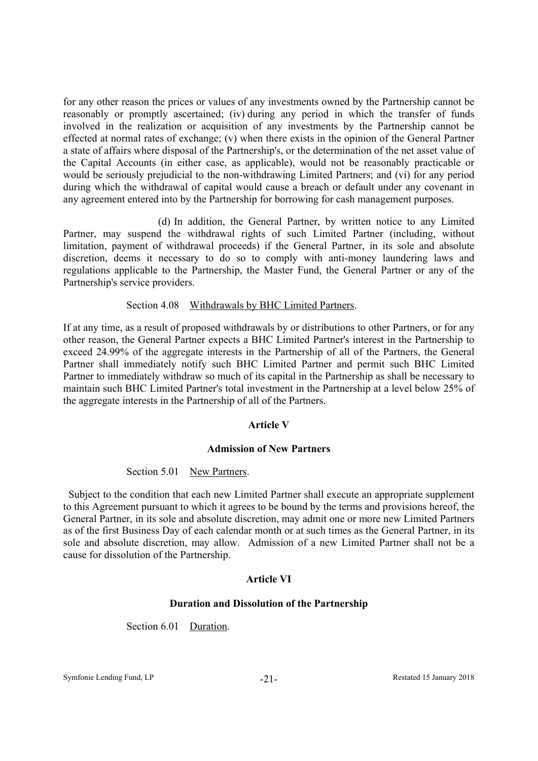for any other reason the prices or values of any investments owned by the Partnership cannot be reasonably or promptly ascertained; (iv) during any period in which the transfer of funds involved in the realization or acquisition of any investments by the Partnership cannot be effected at normal rates of exchange; (v) when there exists in the opinion of the General Partner a state of affairs where disposal of the Partnership's, or the determination of the net asset value of the Capital Accounts (in either case, as applicable), would not be reasonably practicable or would be seriously prejudicial to the non-withdrawing Limited Partners; and (vi) for any period during which the withdrawal of capital would cause a breach or default under any covenant in any agreement entered into by the Partnership for borrowing for cash management purposes.

(d) In addition, the General Partner, by written notice to any Limited Partner, may suspend the withdrawal rights of such Limited Partner (including, without limitation, payment of withdrawal proceeds) if the General Partner, in its sole and absolute discretion, deems it necessary to do so to comply with anti-money laundering laws and regulations applicable to the Partnership, the Master Fund, the General Partner or any of the Partnership's service providers.

Section 4.08 Withdrawals by BHC Limited Partners.

If at any time, as a result of proposed withdrawals by or distributions to other Partners, or for any other reason, the General Partner expects a BHC Limited Partner's interest in the Partnership to exceed 24.99% of the aggregate interests in the Partnership of all of the Partners, the General Partner shall immediately notify such BHC Limited Partner and permit such BHC Limited Partner to immediately withdraw so much of its capital in the Partnership as shall be necessary to maintain such BHC Limited Partner's total investment in the Partnership at a level below 25% of the aggregate interests in the Partnership of all of the Partners.

## Article V

## Admission of New Partners

Section 5.01 New Partners.

Subject to the condition that each new Limited Partner shall execute an appropriate supplement to this Agreement pursuant to which it agrees to be bound by the terms and provisions hereof, the General Partner, in its sole and absolute discretion, may admit one or more new Limited Partners as of the first Business Day of each calendar month or at such times as the General Partner, in its sole and absolute discretion, may allow. Admission of a new Limited Partner shall not be a cause for dissolution of the Partnership.

## Article VI

## Duration and Dissolution of the Partnership

Section 6.01 Duration.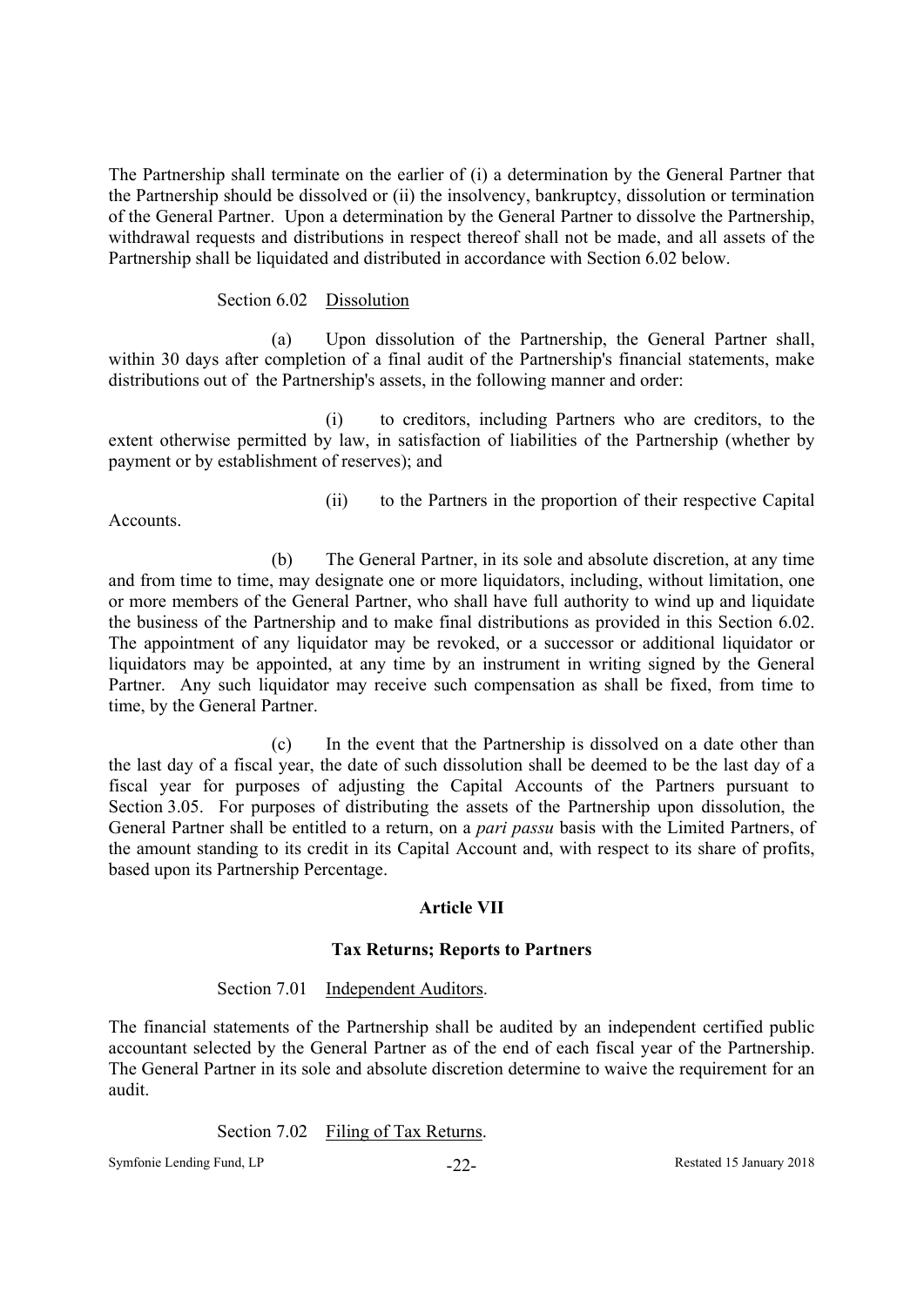The Partnership shall terminate on the earlier of (i) a determination by the General Partner that the Partnership should be dissolved or (ii) the insolvency, bankruptcy, dissolution or termination of the General Partner. Upon a determination by the General Partner to dissolve the Partnership, withdrawal requests and distributions in respect thereof shall not be made, and all assets of the Partnership shall be liquidated and distributed in accordance with Section 6.02 below.

Section 6.02 Dissolution

(a) Upon dissolution of the Partnership, the General Partner shall, within 30 days after completion of a final audit of the Partnership's financial statements, make distributions out of the Partnership's assets, in the following manner and order:

(i) to creditors, including Partners who are creditors, to the extent otherwise permitted by law, in satisfaction of liabilities of the Partnership (whether by payment or by establishment of reserves); and

(ii) to the Partners in the proportion of their respective Capital Accounts.

(b) The General Partner, in its sole and absolute discretion, at any time and from time to time, may designate one or more liquidators, including, without limitation, one or more members of the General Partner, who shall have full authority to wind up and liquidate the business of the Partnership and to make final distributions as provided in this Section 6.02. The appointment of any liquidator may be revoked, or a successor or additional liquidator or liquidators may be appointed, at any time by an instrument in writing signed by the General Partner. Any such liquidator may receive such compensation as shall be fixed, from time to time, by the General Partner.

(c) In the event that the Partnership is dissolved on a date other than the last day of a fiscal year, the date of such dissolution shall be deemed to be the last day of a fiscal year for purposes of adjusting the Capital Accounts of the Partners pursuant to Section 3.05. For purposes of distributing the assets of the Partnership upon dissolution, the General Partner shall be entitled to a return, on a *pari passu* basis with the Limited Partners, of the amount standing to its credit in its Capital Account and, with respect to its share of profits, based upon its Partnership Percentage.

## Article VII

## Tax Returns; Reports to Partners

Section 7.01 Independent Auditors.

The financial statements of the Partnership shall be audited by an independent certified public accountant selected by the General Partner as of the end of each fiscal year of the Partnership. The General Partner in its sole and absolute discretion determine to waive the requirement for an audit.

Section 7.02 Filing of Tax Returns.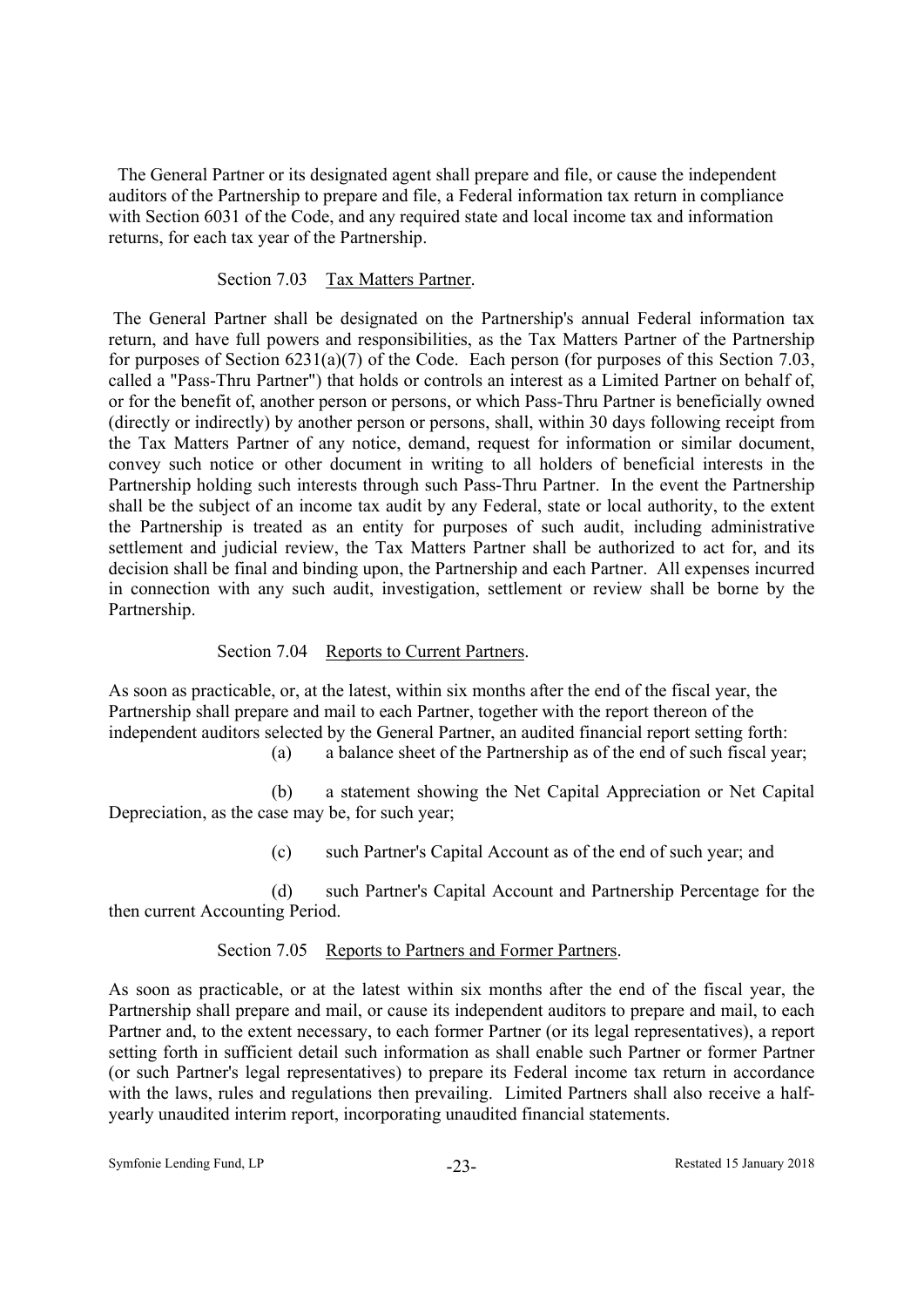The General Partner or its designated agent shall prepare and file, or cause the independent auditors of the Partnership to prepare and file, a Federal information tax return in compliance with Section 6031 of the Code, and any required state and local income tax and information returns, for each tax year of the Partnership.

### Section 7.03 Tax Matters Partner.

The General Partner shall be designated on the Partnership's annual Federal information tax return, and have full powers and responsibilities, as the Tax Matters Partner of the Partnership for purposes of Section 6231(a)(7) of the Code. Each person (for purposes of this Section 7.03, called a "Pass-Thru Partner") that holds or controls an interest as a Limited Partner on behalf of, or for the benefit of, another person or persons, or which Pass-Thru Partner is beneficially owned (directly or indirectly) by another person or persons, shall, within 30 days following receipt from the Tax Matters Partner of any notice, demand, request for information or similar document, convey such notice or other document in writing to all holders of beneficial interests in the Partnership holding such interests through such Pass-Thru Partner. In the event the Partnership shall be the subject of an income tax audit by any Federal, state or local authority, to the extent the Partnership is treated as an entity for purposes of such audit, including administrative settlement and judicial review, the Tax Matters Partner shall be authorized to act for, and its decision shall be final and binding upon, the Partnership and each Partner. All expenses incurred in connection with any such audit, investigation, settlement or review shall be borne by the Partnership.

### Section 7.04 Reports to Current Partners.

As soon as practicable, or, at the latest, within six months after the end of the fiscal year, the Partnership shall prepare and mail to each Partner, together with the report thereon of the independent auditors selected by the General Partner, an audited financial report setting forth:

(a) a balance sheet of the Partnership as of the end of such fiscal year;

(b) a statement showing the Net Capital Appreciation or Net Capital Depreciation, as the case may be, for such year;

(c) such Partner's Capital Account as of the end of such year; and

(d) such Partner's Capital Account and Partnership Percentage for the then current Accounting Period.

### Section 7.05 Reports to Partners and Former Partners.

As soon as practicable, or at the latest within six months after the end of the fiscal year, the Partnership shall prepare and mail, or cause its independent auditors to prepare and mail, to each Partner and, to the extent necessary, to each former Partner (or its legal representatives), a report setting forth in sufficient detail such information as shall enable such Partner or former Partner (or such Partner's legal representatives) to prepare its Federal income tax return in accordance with the laws, rules and regulations then prevailing. Limited Partners shall also receive a half-yearly unaudited interim report, incorporating unaudited financial statements.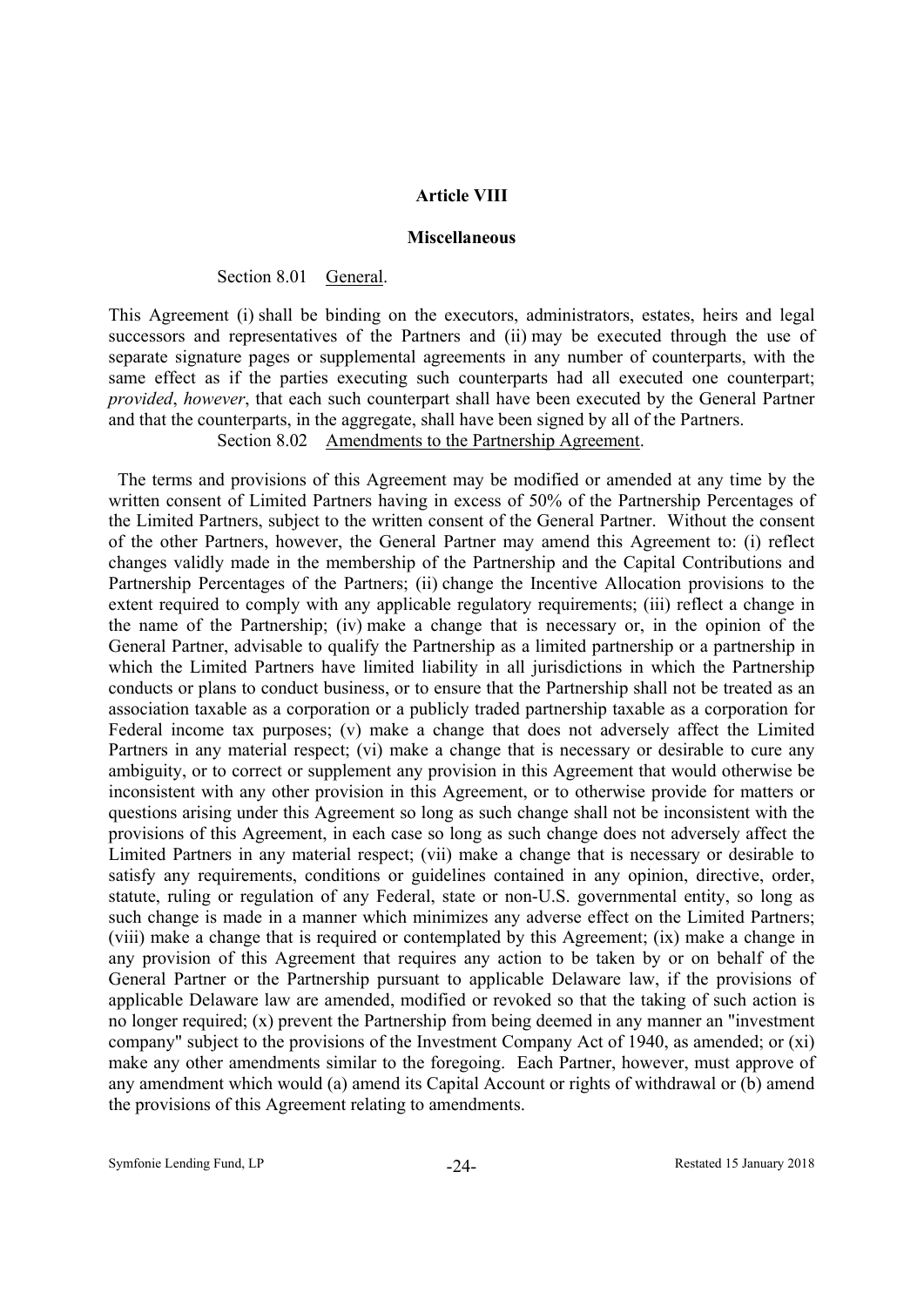## Article VIII

### Miscellaneous

Section 8.01 General.

This Agreement (i) shall be binding on the executors, administrators, estates, heirs and legal successors and representatives of the Partners and (ii) may be executed through the use of separate signature pages or supplemental agreements in any number of counterparts, with the same effect as if the parties executing such counterparts had all executed one counterpart; *provided*, *however*, that each such counterpart shall have been executed by the General Partner and that the counterparts, in the aggregate, shall have been signed by all of the Partners.

Section 8.02 Amendments to the Partnership Agreement.

The terms and provisions of this Agreement may be modified or amended at any time by the written consent of Limited Partners having in excess of 50% of the Partnership Percentages of the Limited Partners, subject to the written consent of the General Partner. Without the consent of the other Partners, however, the General Partner may amend this Agreement to: (i) reflect changes validly made in the membership of the Partnership and the Capital Contributions and Partnership Percentages of the Partners; (ii) change the Incentive Allocation provisions to the extent required to comply with any applicable regulatory requirements; (iii) reflect a change in the name of the Partnership; (iv) make a change that is necessary or, in the opinion of the General Partner, advisable to qualify the Partnership as a limited partnership or a partnership in which the Limited Partners have limited liability in all jurisdictions in which the Partnership conducts or plans to conduct business, or to ensure that the Partnership shall not be treated as an association taxable as a corporation or a publicly traded partnership taxable as a corporation for Federal income tax purposes; (v) make a change that does not adversely affect the Limited Partners in any material respect; (vi) make a change that is necessary or desirable to cure any ambiguity, or to correct or supplement any provision in this Agreement that would otherwise be inconsistent with any other provision in this Agreement, or to otherwise provide for matters or questions arising under this Agreement so long as such change shall not be inconsistent with the provisions of this Agreement, in each case so long as such change does not adversely affect the Limited Partners in any material respect; (vii) make a change that is necessary or desirable to satisfy any requirements, conditions or guidelines contained in any opinion, directive, order, statute, ruling or regulation of any Federal, state or non-U.S. governmental entity, so long as such change is made in a manner which minimizes any adverse effect on the Limited Partners; (viii) make a change that is required or contemplated by this Agreement; (ix) make a change in any provision of this Agreement that requires any action to be taken by or on behalf of the General Partner or the Partnership pursuant to applicable Delaware law, if the provisions of applicable Delaware law are amended, modified or revoked so that the taking of such action is no longer required; (x) prevent the Partnership from being deemed in any manner an "investment company" subject to the provisions of the Investment Company Act of 1940, as amended; or (xi) make any other amendments similar to the foregoing. Each Partner, however, must approve of any amendment which would (a) amend its Capital Account or rights of withdrawal or (b) amend the provisions of this Agreement relating to amendments.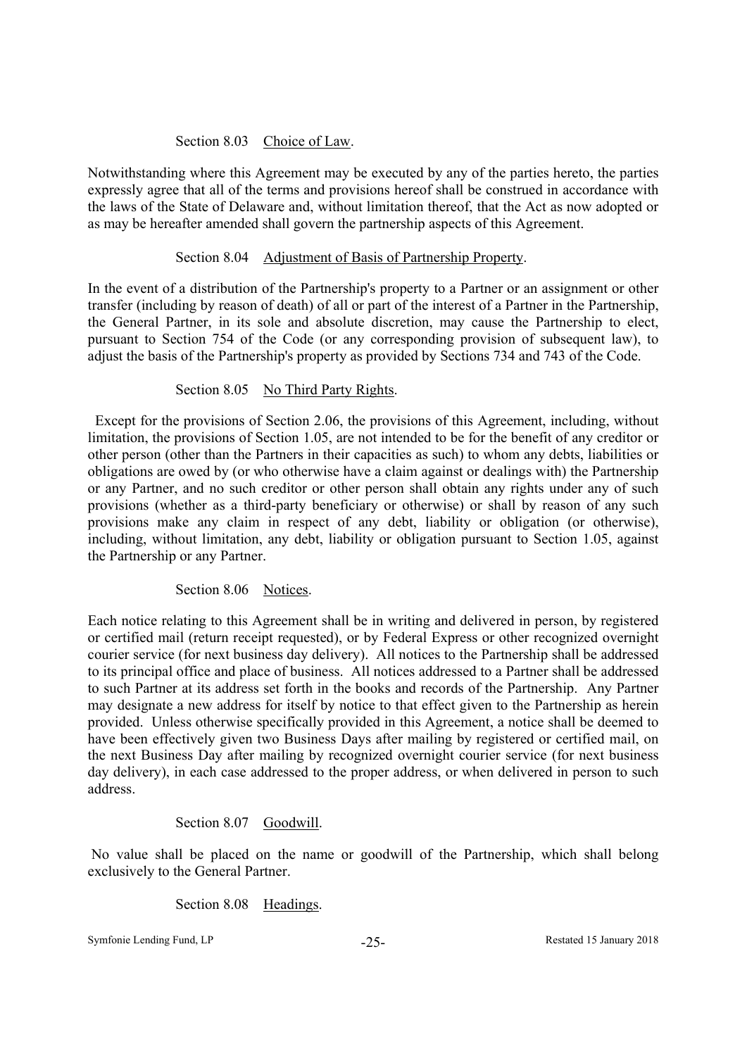Section 8.03 Choice of Law.

Notwithstanding where this Agreement may be executed by any of the parties hereto, the parties expressly agree that all of the terms and provisions hereof shall be construed in accordance with the laws of the State of Delaware and, without limitation thereof, that the Act as now adopted or as may be hereafter amended shall govern the partnership aspects of this Agreement.

Section 8.04 Adjustment of Basis of Partnership Property.

In the event of a distribution of the Partnership's property to a Partner or an assignment or other transfer (including by reason of death) of all or part of the interest of a Partner in the Partnership, the General Partner, in its sole and absolute discretion, may cause the Partnership to elect, pursuant to Section 754 of the Code (or any corresponding provision of subsequent law), to adjust the basis of the Partnership's property as provided by Sections 734 and 743 of the Code.

Section 8.05 No Third Party Rights.

Except for the provisions of Section 2.06, the provisions of this Agreement, including, without limitation, the provisions of Section 1.05, are not intended to be for the benefit of any creditor or other person (other than the Partners in their capacities as such) to whom any debts, liabilities or obligations are owed by (or who otherwise have a claim against or dealings with) the Partnership or any Partner, and no such creditor or other person shall obtain any rights under any of such provisions (whether as a third-party beneficiary or otherwise) or shall by reason of any such provisions make any claim in respect of any debt, liability or obligation (or otherwise), including, without limitation, any debt, liability or obligation pursuant to Section 1.05, against the Partnership or any Partner.

Section 8.06 Notices.

Each notice relating to this Agreement shall be in writing and delivered in person, by registered or certified mail (return receipt requested), or by Federal Express or other recognized overnight courier service (for next business day delivery). All notices to the Partnership shall be addressed to its principal office and place of business. All notices addressed to a Partner shall be addressed to such Partner at its address set forth in the books and records of the Partnership. Any Partner may designate a new address for itself by notice to that effect given to the Partnership as herein provided. Unless otherwise specifically provided in this Agreement, a notice shall be deemed to have been effectively given two Business Days after mailing by registered or certified mail, on the next Business Day after mailing by recognized overnight courier service (for next business day delivery), in each case addressed to the proper address, or when delivered in person to such address.

Section 8.07 Goodwill.

No value shall be placed on the name or goodwill of the Partnership, which shall belong exclusively to the General Partner.

Section 8.08 Headings.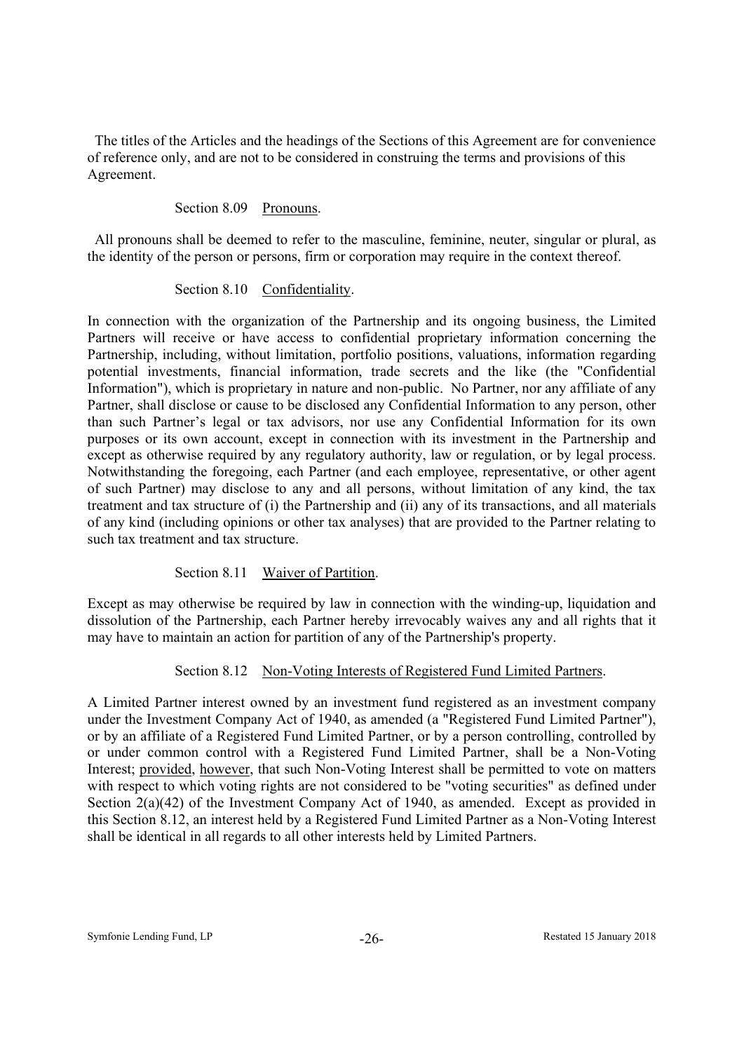The titles of the Articles and the headings of the Sections of this Agreement are for convenience of reference only, and are not to be considered in construing the terms and provisions of this Agreement.

Section 8.09 Pronouns.

All pronouns shall be deemed to refer to the masculine, feminine, neuter, singular or plural, as the identity of the person or persons, firm or corporation may require in the context thereof.

Section 8.10 Confidentiality.

In connection with the organization of the Partnership and its ongoing business, the Limited Partners will receive or have access to confidential proprietary information concerning the Partnership, including, without limitation, portfolio positions, valuations, information regarding potential investments, financial information, trade secrets and the like (the "Confidential Information"), which is proprietary in nature and non-public. No Partner, nor any affiliate of any Partner, shall disclose or cause to be disclosed any Confidential Information to any person, other than such Partner's legal or tax advisors, nor use any Confidential Information for its own purposes or its own account, except in connection with its investment in the Partnership and except as otherwise required by any regulatory authority, law or regulation, or by legal process. Notwithstanding the foregoing, each Partner (and each employee, representative, or other agent of such Partner) may disclose to any and all persons, without limitation of any kind, the tax treatment and tax structure of (i) the Partnership and (ii) any of its transactions, and all materials of any kind (including opinions or other tax analyses) that are provided to the Partner relating to such tax treatment and tax structure.

Section 8.11 Waiver of Partition.

Except as may otherwise be required by law in connection with the winding-up, liquidation and dissolution of the Partnership, each Partner hereby irrevocably waives any and all rights that it may have to maintain an action for partition of any of the Partnership's property.

Section 8.12 Non-Voting Interests of Registered Fund Limited Partners.

A Limited Partner interest owned by an investment fund registered as an investment company under the Investment Company Act of 1940, as amended (a "Registered Fund Limited Partner"), or by an affiliate of a Registered Fund Limited Partner, or by a person controlling, controlled by or under common control with a Registered Fund Limited Partner, shall be a Non-Voting Interest; provided, however, that such Non-Voting Interest shall be permitted to vote on matters with respect to which voting rights are not considered to be "voting securities" as defined under Section 2(a)(42) of the Investment Company Act of 1940, as amended. Except as provided in this Section 8.12, an interest held by a Registered Fund Limited Partner as a Non-Voting Interest shall be identical in all regards to all other interests held by Limited Partners.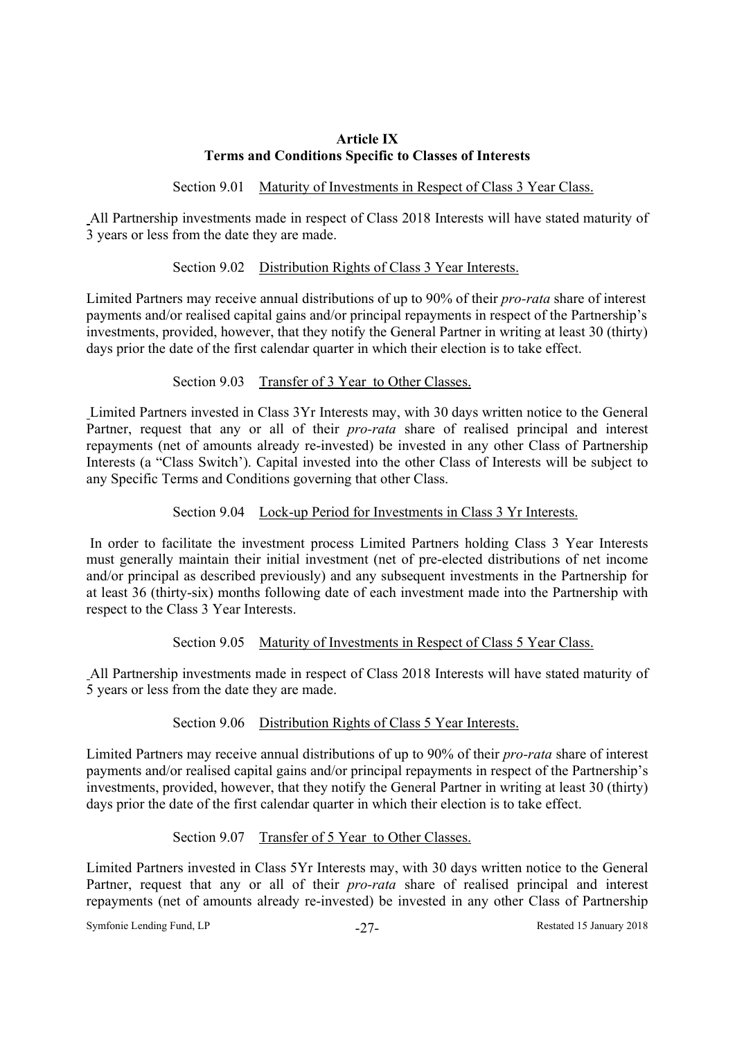## Article IX
## Terms and Conditions Specific to Classes of Interests

Section 9.01 Maturity of Investments in Respect of Class 3 Year Class.

All Partnership investments made in respect of Class 2018 Interests will have stated maturity of 3 years or less from the date they are made.

Section 9.02 Distribution Rights of Class 3 Year Interests.

Limited Partners may receive annual distributions of up to 90% of their *pro-rata* share of interest payments and/or realised capital gains and/or principal repayments in respect of the Partnership's investments, provided, however, that they notify the General Partner in writing at least 30 (thirty) days prior the date of the first calendar quarter in which their election is to take effect.

Section 9.03 Transfer of 3 Year to Other Classes.

Limited Partners invested in Class 3Yr Interests may, with 30 days written notice to the General Partner, request that any or all of their *pro-rata* share of realised principal and interest repayments (net of amounts already re-invested) be invested in any other Class of Partnership Interests (a "Class Switch'). Capital invested into the other Class of Interests will be subject to any Specific Terms and Conditions governing that other Class.

Section 9.04 Lock-up Period for Investments in Class 3 Yr Interests.

In order to facilitate the investment process Limited Partners holding Class 3 Year Interests must generally maintain their initial investment (net of pre-elected distributions of net income and/or principal as described previously) and any subsequent investments in the Partnership for at least 36 (thirty-six) months following date of each investment made into the Partnership with respect to the Class 3 Year Interests.

Section 9.05 Maturity of Investments in Respect of Class 5 Year Class.

All Partnership investments made in respect of Class 2018 Interests will have stated maturity of 5 years or less from the date they are made.

Section 9.06 Distribution Rights of Class 5 Year Interests.

Limited Partners may receive annual distributions of up to 90% of their *pro-rata* share of interest payments and/or realised capital gains and/or principal repayments in respect of the Partnership's investments, provided, however, that they notify the General Partner in writing at least 30 (thirty) days prior the date of the first calendar quarter in which their election is to take effect.

Section 9.07 Transfer of 5 Year to Other Classes.

Limited Partners invested in Class 5Yr Interests may, with 30 days written notice to the General Partner, request that any or all of their *pro-rata* share of realised principal and interest repayments (net of amounts already re-invested) be invested in any other Class of Partnership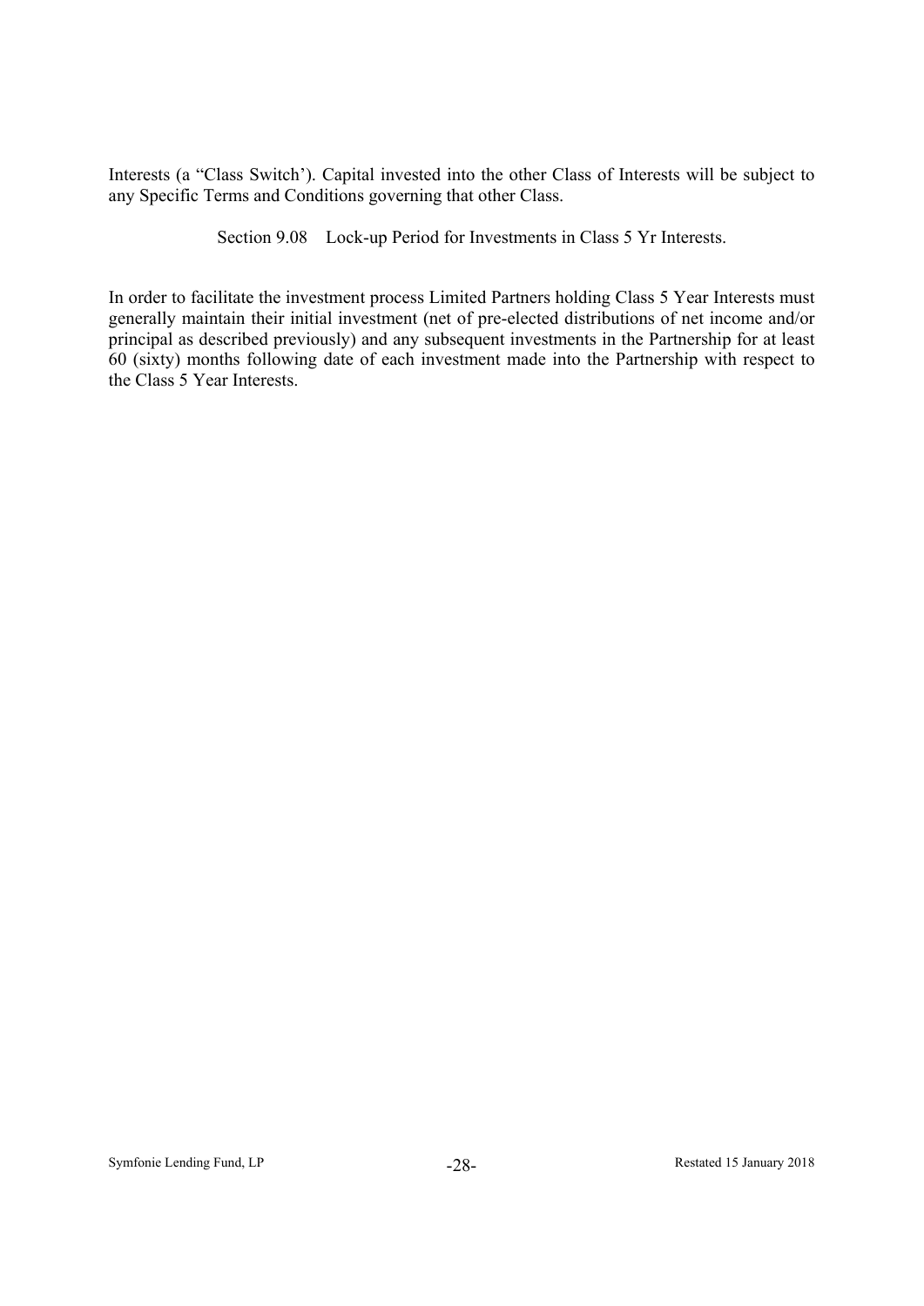Interests (a "Class Switch'). Capital invested into the other Class of Interests will be subject to any Specific Terms and Conditions governing that other Class.

### Section 9.08 Lock-up Period for Investments in Class 5 Yr Interests.

In order to facilitate the investment process Limited Partners holding Class 5 Year Interests must generally maintain their initial investment (net of pre-elected distributions of net income and/or principal as described previously) and any subsequent investments in the Partnership for at least 60 (sixty) months following date of each investment made into the Partnership with respect to the Class 5 Year Interests.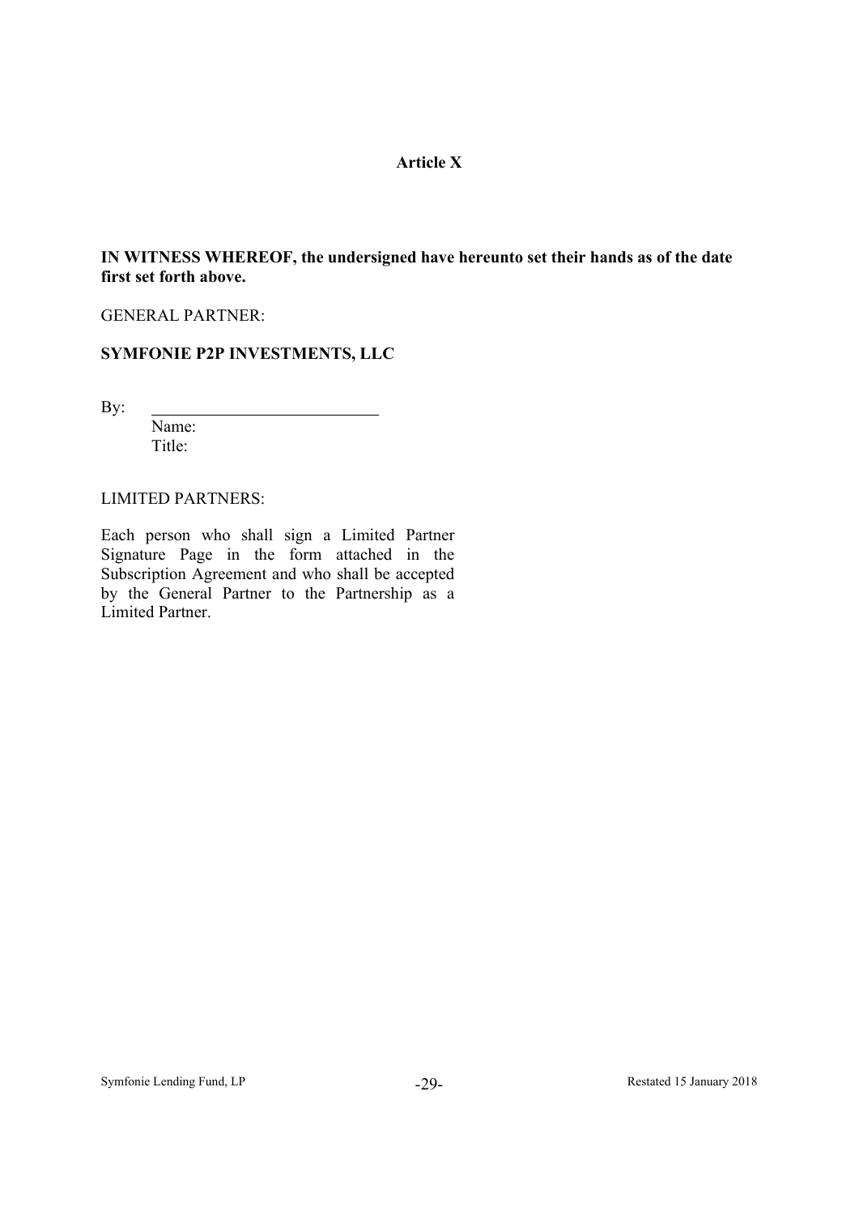## Article X

**IN WITNESS WHEREOF, the undersigned have hereunto set their hands as of the date first set forth above.**

GENERAL PARTNER:

**SYMFONIE P2P INVESTMENTS, LLC**

By: \_\_\_\_\_\_\_\_\_\_\_\_\_\_\_\_\_\_\_\_\_\_\_\_\_\_\_\_

Name:

Title:

LIMITED PARTNERS:

Each person who shall sign a Limited Partner Signature Page in the form attached in the Subscription Agreement and who shall be accepted by the General Partner to the Partnership as a Limited Partner.